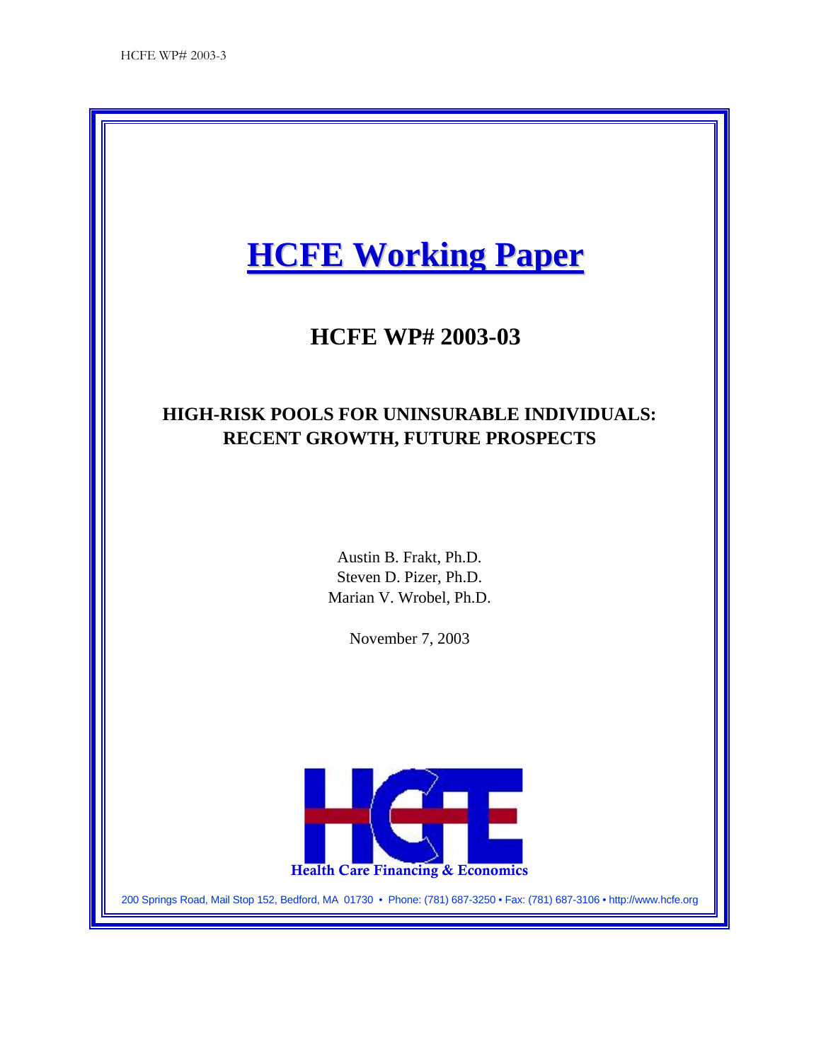# HCFE Working Paper

## HCFE WP# 2003-03

### HIGH-RISK POOLS FOR UNINSURABLE INDIVIDUALS: RECENT GROWTH, FUTURE PROSPECTS

Austin B. Frakt, Ph.D.
Steven D. Pizer, Ph.D.
Marian V. Wrobel, Ph.D.

November 7, 2003

Health Care Financing & Economics

200 Springs Road, Mail Stop 152, Bedford, MA 01730 • Phone: (781) 687-3250 • Fax: (781) 687-3106 • http://www.hcfe.org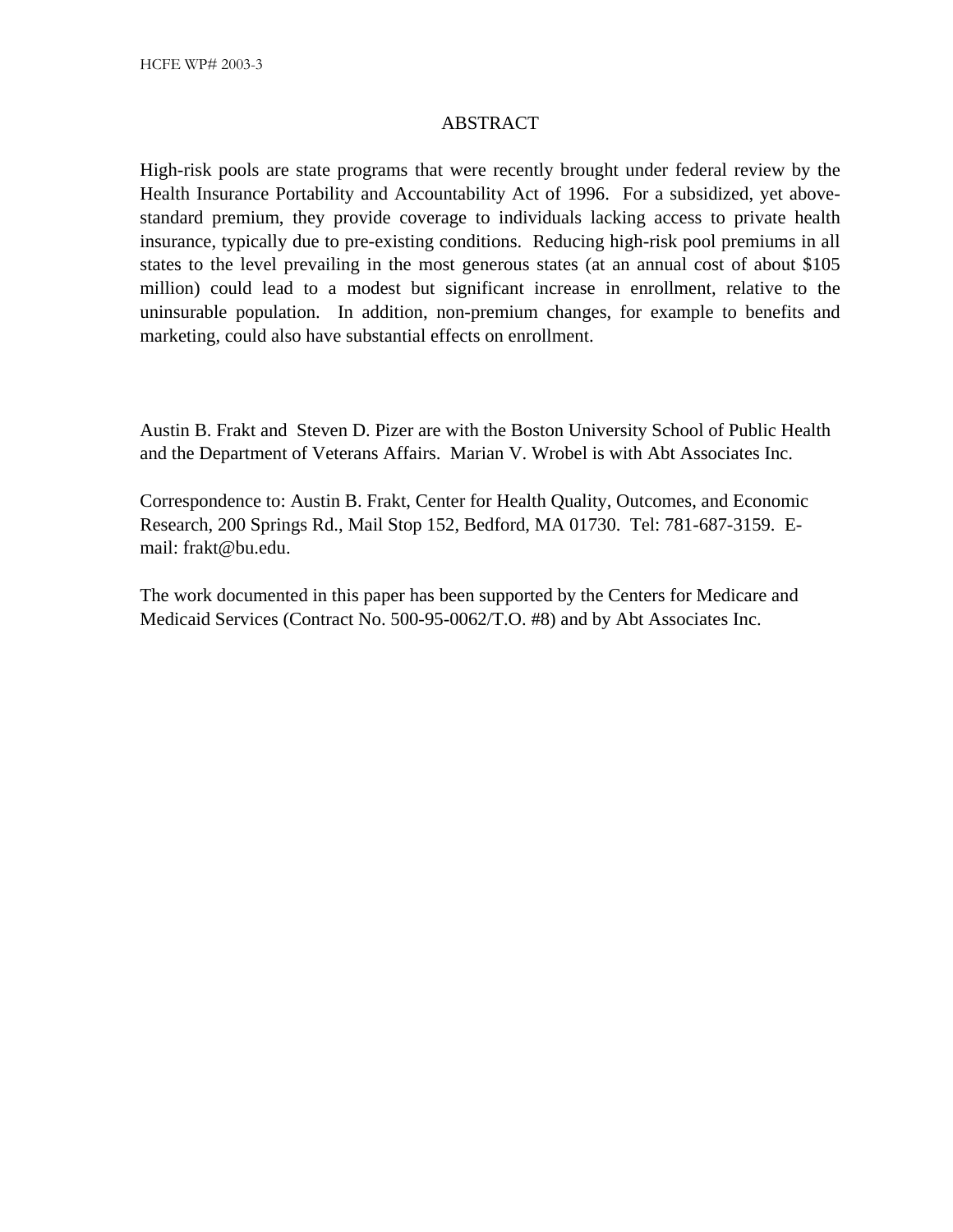## ABSTRACT

High-risk pools are state programs that were recently brought under federal review by the Health Insurance Portability and Accountability Act of 1996. For a subsidized, yet above-standard premium, they provide coverage to individuals lacking access to private health insurance, typically due to pre-existing conditions. Reducing high-risk pool premiums in all states to the level prevailing in the most generous states (at an annual cost of about $105 million) could lead to a modest but significant increase in enrollment, relative to the uninsurable population. In addition, non-premium changes, for example to benefits and marketing, could also have substantial effects on enrollment.

Austin B. Frakt and Steven D. Pizer are with the Boston University School of Public Health and the Department of Veterans Affairs. Marian V. Wrobel is with Abt Associates Inc.

Correspondence to: Austin B. Frakt, Center for Health Quality, Outcomes, and Economic Research, 200 Springs Rd., Mail Stop 152, Bedford, MA 01730. Tel: 781-687-3159. E-mail: frakt@bu.edu.

The work documented in this paper has been supported by the Centers for Medicare and Medicaid Services (Contract No. 500-95-0062/T.O. #8) and by Abt Associates Inc.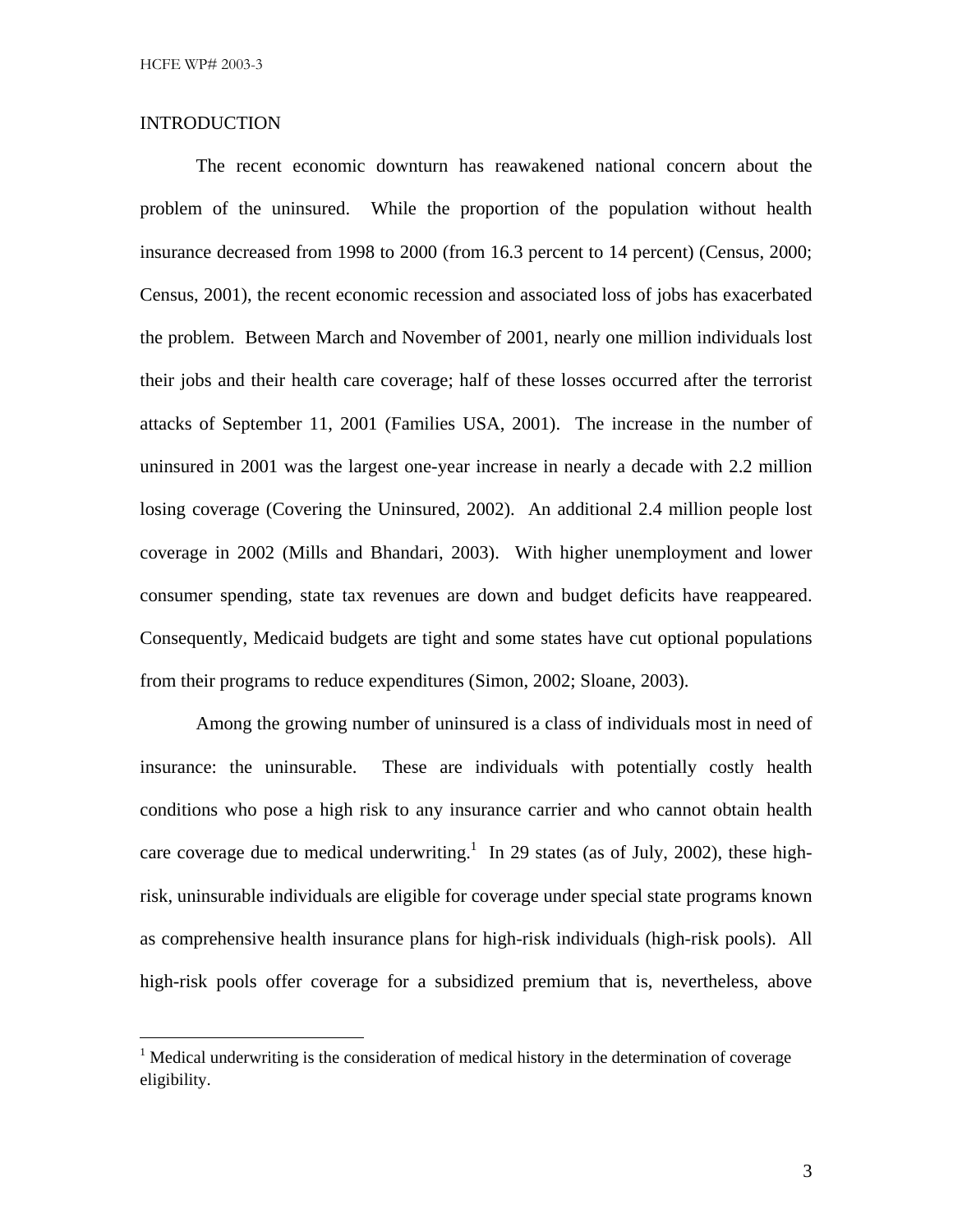## INTRODUCTION

The recent economic downturn has reawakened national concern about the problem of the uninsured. While the proportion of the population without health insurance decreased from 1998 to 2000 (from 16.3 percent to 14 percent) (Census, 2000; Census, 2001), the recent economic recession and associated loss of jobs has exacerbated the problem. Between March and November of 2001, nearly one million individuals lost their jobs and their health care coverage; half of these losses occurred after the terrorist attacks of September 11, 2001 (Families USA, 2001). The increase in the number of uninsured in 2001 was the largest one-year increase in nearly a decade with 2.2 million losing coverage (Covering the Uninsured, 2002). An additional 2.4 million people lost coverage in 2002 (Mills and Bhandari, 2003). With higher unemployment and lower consumer spending, state tax revenues are down and budget deficits have reappeared. Consequently, Medicaid budgets are tight and some states have cut optional populations from their programs to reduce expenditures (Simon, 2002; Sloane, 2003).

Among the growing number of uninsured is a class of individuals most in need of insurance: the uninsurable. These are individuals with potentially costly health conditions who pose a high risk to any insurance carrier and who cannot obtain health care coverage due to medical underwriting.[1] In 29 states (as of July, 2002), these high-risk, uninsurable individuals are eligible for coverage under special state programs known as comprehensive health insurance plans for high-risk individuals (high-risk pools). All high-risk pools offer coverage for a subsidized premium that is, nevertheless, above

[1] Medical underwriting is the consideration of medical history in the determination of coverage eligibility.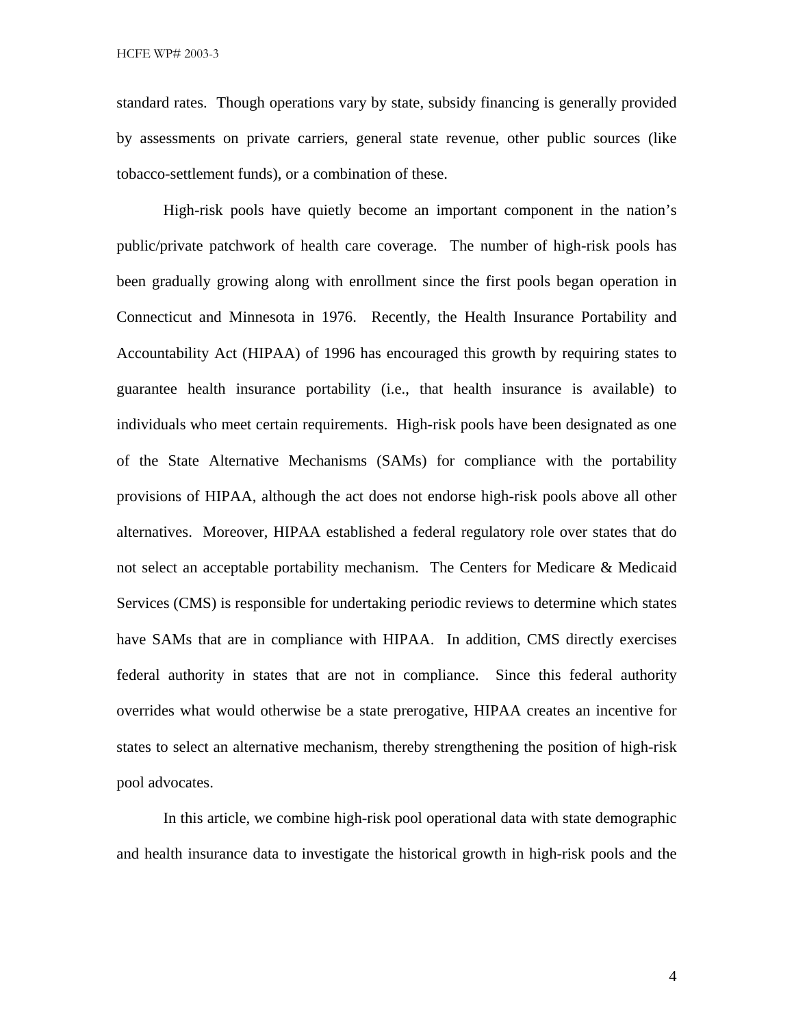standard rates. Though operations vary by state, subsidy financing is generally provided by assessments on private carriers, general state revenue, other public sources (like tobacco-settlement funds), or a combination of these.

High-risk pools have quietly become an important component in the nation's public/private patchwork of health care coverage. The number of high-risk pools has been gradually growing along with enrollment since the first pools began operation in Connecticut and Minnesota in 1976. Recently, the Health Insurance Portability and Accountability Act (HIPAA) of 1996 has encouraged this growth by requiring states to guarantee health insurance portability (i.e., that health insurance is available) to individuals who meet certain requirements. High-risk pools have been designated as one of the State Alternative Mechanisms (SAMs) for compliance with the portability provisions of HIPAA, although the act does not endorse high-risk pools above all other alternatives. Moreover, HIPAA established a federal regulatory role over states that do not select an acceptable portability mechanism. The Centers for Medicare & Medicaid Services (CMS) is responsible for undertaking periodic reviews to determine which states have SAMs that are in compliance with HIPAA. In addition, CMS directly exercises federal authority in states that are not in compliance. Since this federal authority overrides what would otherwise be a state prerogative, HIPAA creates an incentive for states to select an alternative mechanism, thereby strengthening the position of high-risk pool advocates.

In this article, we combine high-risk pool operational data with state demographic and health insurance data to investigate the historical growth in high-risk pools and the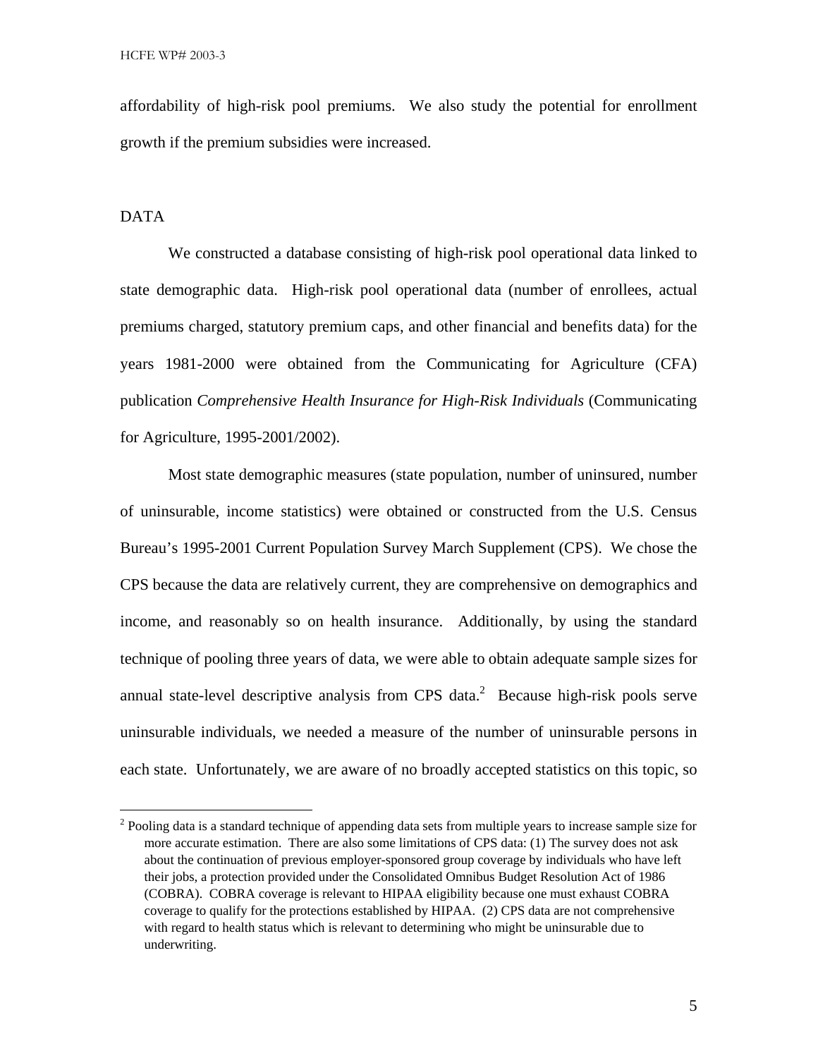affordability of high-risk pool premiums. We also study the potential for enrollment growth if the premium subsidies were increased.

## DATA

We constructed a database consisting of high-risk pool operational data linked to state demographic data. High-risk pool operational data (number of enrollees, actual premiums charged, statutory premium caps, and other financial and benefits data) for the years 1981-2000 were obtained from the Communicating for Agriculture (CFA) publication *Comprehensive Health Insurance for High-Risk Individuals* (Communicating for Agriculture, 1995-2001/2002).

Most state demographic measures (state population, number of uninsured, number of uninsurable, income statistics) were obtained or constructed from the U.S. Census Bureau's 1995-2001 Current Population Survey March Supplement (CPS). We chose the CPS because the data are relatively current, they are comprehensive on demographics and income, and reasonably so on health insurance. Additionally, by using the standard technique of pooling three years of data, we were able to obtain adequate sample sizes for annual state-level descriptive analysis from CPS data.[2] Because high-risk pools serve uninsurable individuals, we needed a measure of the number of uninsurable persons in each state. Unfortunately, we are aware of no broadly accepted statistics on this topic, so

[2] Pooling data is a standard technique of appending data sets from multiple years to increase sample size for more accurate estimation. There are also some limitations of CPS data: (1) The survey does not ask about the continuation of previous employer-sponsored group coverage by individuals who have left their jobs, a protection provided under the Consolidated Omnibus Budget Resolution Act of 1986 (COBRA). COBRA coverage is relevant to HIPAA eligibility because one must exhaust COBRA coverage to qualify for the protections established by HIPAA. (2) CPS data are not comprehensive with regard to health status which is relevant to determining who might be uninsurable due to underwriting.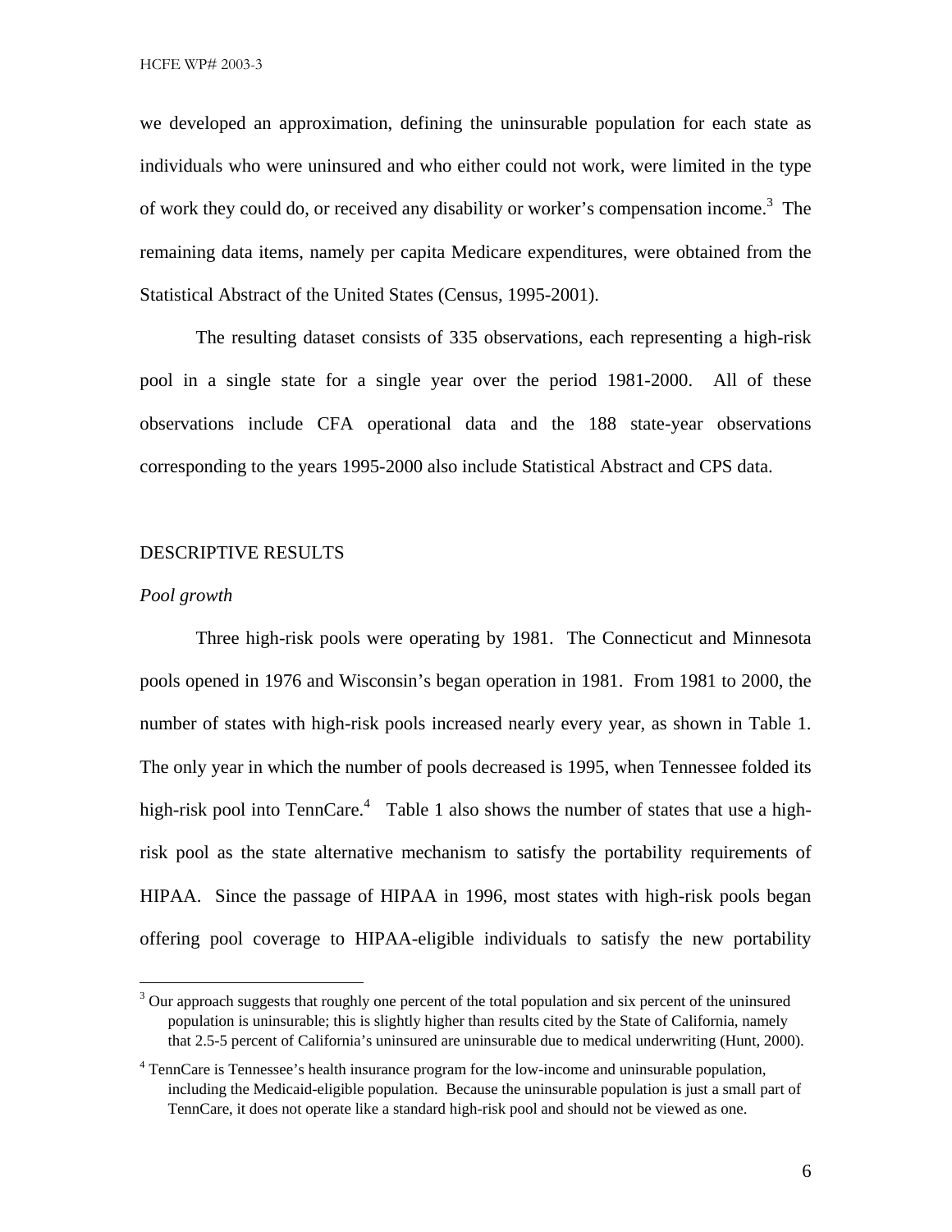we developed an approximation, defining the uninsurable population for each state as individuals who were uninsured and who either could not work, were limited in the type of work they could do, or received any disability or worker's compensation income.[3] The remaining data items, namely per capita Medicare expenditures, were obtained from the Statistical Abstract of the United States (Census, 1995-2001).

The resulting dataset consists of 335 observations, each representing a high-risk pool in a single state for a single year over the period 1981-2000. All of these observations include CFA operational data and the 188 state-year observations corresponding to the years 1995-2000 also include Statistical Abstract and CPS data.

## DESCRIPTIVE RESULTS

### *Pool growth*

Three high-risk pools were operating by 1981. The Connecticut and Minnesota pools opened in 1976 and Wisconsin's began operation in 1981. From 1981 to 2000, the number of states with high-risk pools increased nearly every year, as shown in Table 1. The only year in which the number of pools decreased is 1995, when Tennessee folded its high-risk pool into TennCare.[4] Table 1 also shows the number of states that use a high-risk pool as the state alternative mechanism to satisfy the portability requirements of HIPAA. Since the passage of HIPAA in 1996, most states with high-risk pools began offering pool coverage to HIPAA-eligible individuals to satisfy the new portability

[3] Our approach suggests that roughly one percent of the total population and six percent of the uninsured population is uninsurable; this is slightly higher than results cited by the State of California, namely that 2.5-5 percent of California's uninsured are uninsurable due to medical underwriting (Hunt, 2000).

[4] TennCare is Tennessee's health insurance program for the low-income and uninsurable population, including the Medicaid-eligible population. Because the uninsurable population is just a small part of TennCare, it does not operate like a standard high-risk pool and should not be viewed as one.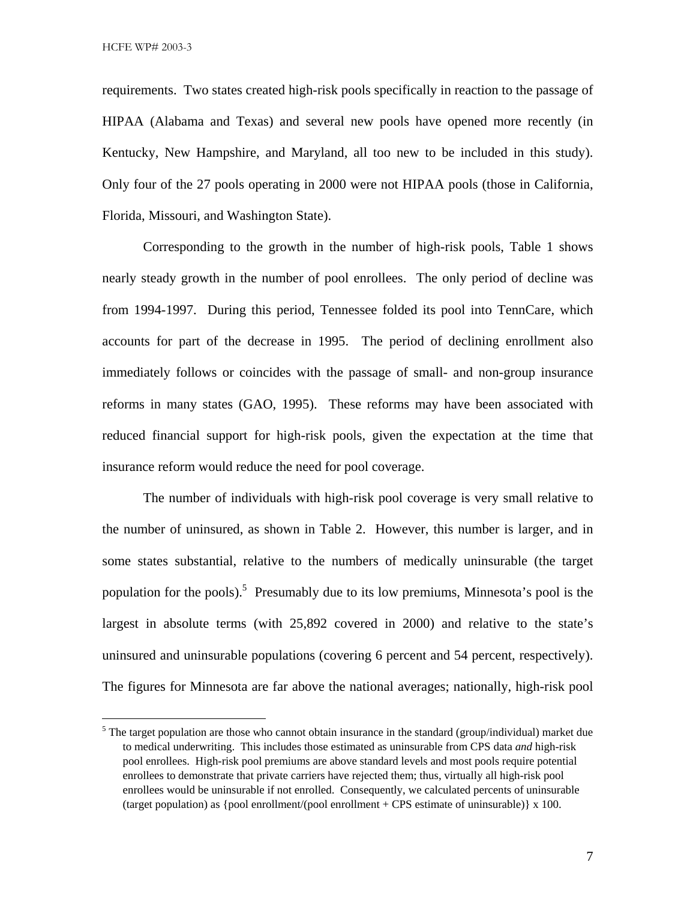requirements. Two states created high-risk pools specifically in reaction to the passage of HIPAA (Alabama and Texas) and several new pools have opened more recently (in Kentucky, New Hampshire, and Maryland, all too new to be included in this study). Only four of the 27 pools operating in 2000 were not HIPAA pools (those in California, Florida, Missouri, and Washington State).

Corresponding to the growth in the number of high-risk pools, Table 1 shows nearly steady growth in the number of pool enrollees. The only period of decline was from 1994-1997. During this period, Tennessee folded its pool into TennCare, which accounts for part of the decrease in 1995. The period of declining enrollment also immediately follows or coincides with the passage of small- and non-group insurance reforms in many states (GAO, 1995). These reforms may have been associated with reduced financial support for high-risk pools, given the expectation at the time that insurance reform would reduce the need for pool coverage.

The number of individuals with high-risk pool coverage is very small relative to the number of uninsured, as shown in Table 2. However, this number is larger, and in some states substantial, relative to the numbers of medically uninsurable (the target population for the pools).[5] Presumably due to its low premiums, Minnesota's pool is the largest in absolute terms (with 25,892 covered in 2000) and relative to the state's uninsured and uninsurable populations (covering 6 percent and 54 percent, respectively). The figures for Minnesota are far above the national averages; nationally, high-risk pool

---

[5] The target population are those who cannot obtain insurance in the standard (group/individual) market due to medical underwriting. This includes those estimated as uninsurable from CPS data *and* high-risk pool enrollees. High-risk pool premiums are above standard levels and most pools require potential enrollees to demonstrate that private carriers have rejected them; thus, virtually all high-risk pool enrollees would be uninsurable if not enrolled. Consequently, we calculated percents of uninsurable (target population) as {pool enrollment/(pool enrollment + CPS estimate of uninsurable)} x 100.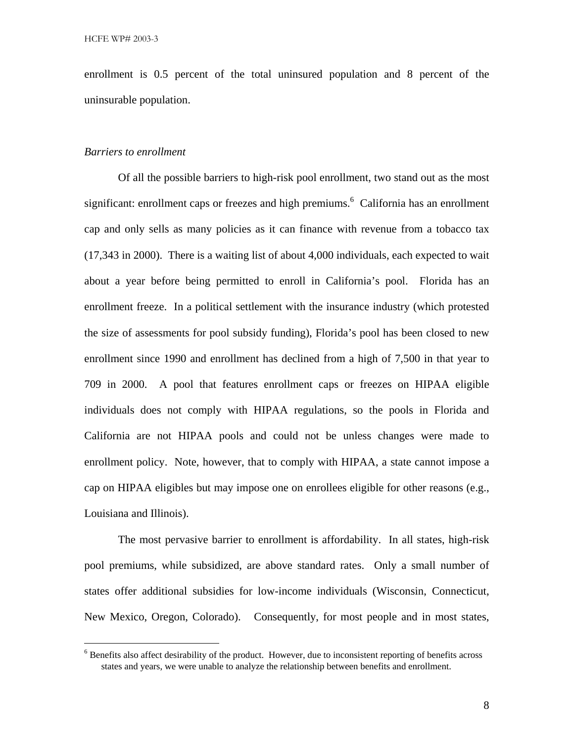enrollment is 0.5 percent of the total uninsured population and 8 percent of the uninsurable population.

*Barriers to enrollment*

Of all the possible barriers to high-risk pool enrollment, two stand out as the most significant: enrollment caps or freezes and high premiums.[6] California has an enrollment cap and only sells as many policies as it can finance with revenue from a tobacco tax (17,343 in 2000). There is a waiting list of about 4,000 individuals, each expected to wait about a year before being permitted to enroll in California's pool. Florida has an enrollment freeze. In a political settlement with the insurance industry (which protested the size of assessments for pool subsidy funding), Florida's pool has been closed to new enrollment since 1990 and enrollment has declined from a high of 7,500 in that year to 709 in 2000. A pool that features enrollment caps or freezes on HIPAA eligible individuals does not comply with HIPAA regulations, so the pools in Florida and California are not HIPAA pools and could not be unless changes were made to enrollment policy. Note, however, that to comply with HIPAA, a state cannot impose a cap on HIPAA eligibles but may impose one on enrollees eligible for other reasons (e.g., Louisiana and Illinois).

The most pervasive barrier to enrollment is affordability. In all states, high-risk pool premiums, while subsidized, are above standard rates. Only a small number of states offer additional subsidies for low-income individuals (Wisconsin, Connecticut, New Mexico, Oregon, Colorado). Consequently, for most people and in most states,

[6] Benefits also affect desirability of the product. However, due to inconsistent reporting of benefits across states and years, we were unable to analyze the relationship between benefits and enrollment.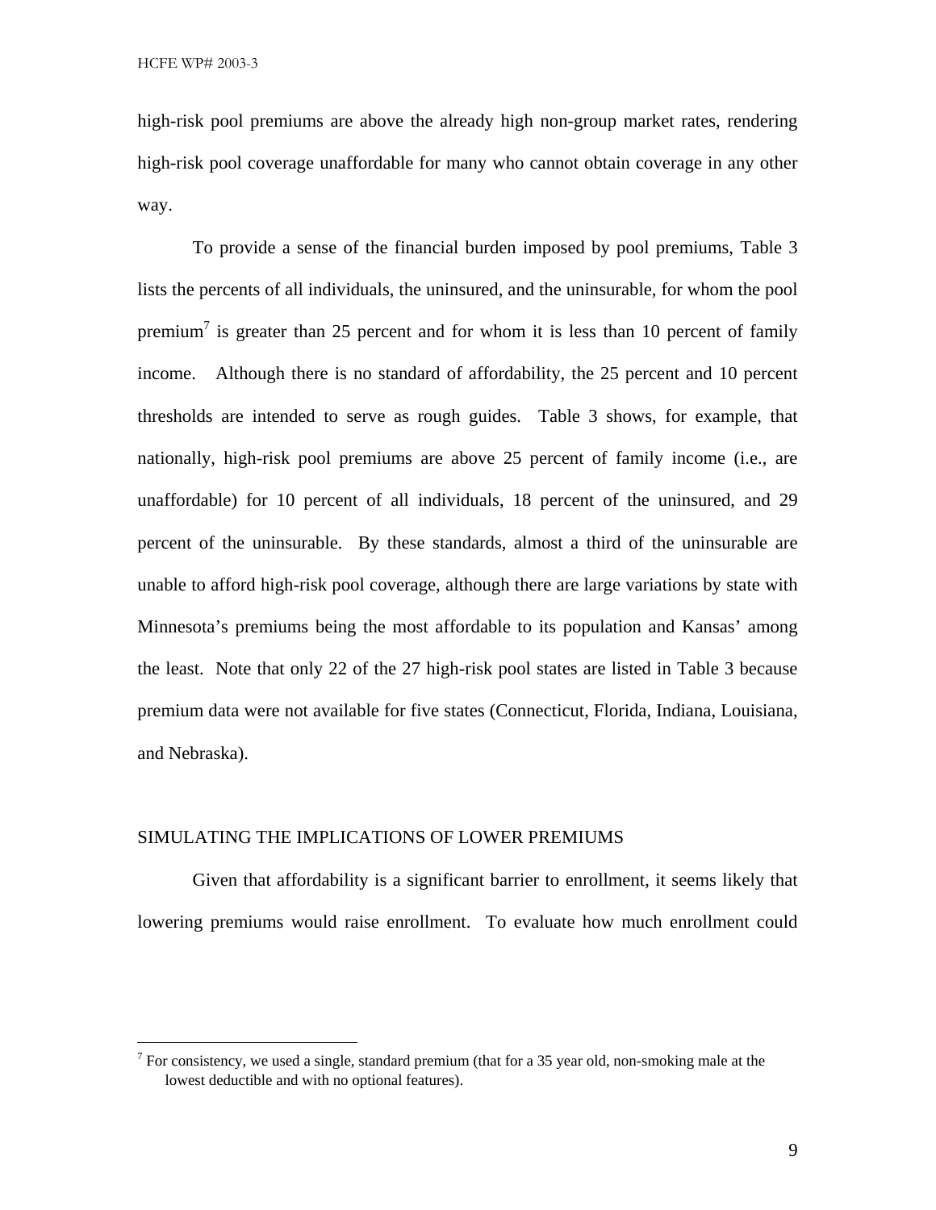high-risk pool premiums are above the already high non-group market rates, rendering high-risk pool coverage unaffordable for many who cannot obtain coverage in any other way.

To provide a sense of the financial burden imposed by pool premiums, Table 3 lists the percents of all individuals, the uninsured, and the uninsurable, for whom the pool premium[7] is greater than 25 percent and for whom it is less than 10 percent of family income. Although there is no standard of affordability, the 25 percent and 10 percent thresholds are intended to serve as rough guides. Table 3 shows, for example, that nationally, high-risk pool premiums are above 25 percent of family income (i.e., are unaffordable) for 10 percent of all individuals, 18 percent of the uninsured, and 29 percent of the uninsurable. By these standards, almost a third of the uninsurable are unable to afford high-risk pool coverage, although there are large variations by state with Minnesota's premiums being the most affordable to its population and Kansas' among the least. Note that only 22 of the 27 high-risk pool states are listed in Table 3 because premium data were not available for five states (Connecticut, Florida, Indiana, Louisiana, and Nebraska).

## SIMULATING THE IMPLICATIONS OF LOWER PREMIUMS

Given that affordability is a significant barrier to enrollment, it seems likely that lowering premiums would raise enrollment. To evaluate how much enrollment could

[7] For consistency, we used a single, standard premium (that for a 35 year old, non-smoking male at the lowest deductible and with no optional features).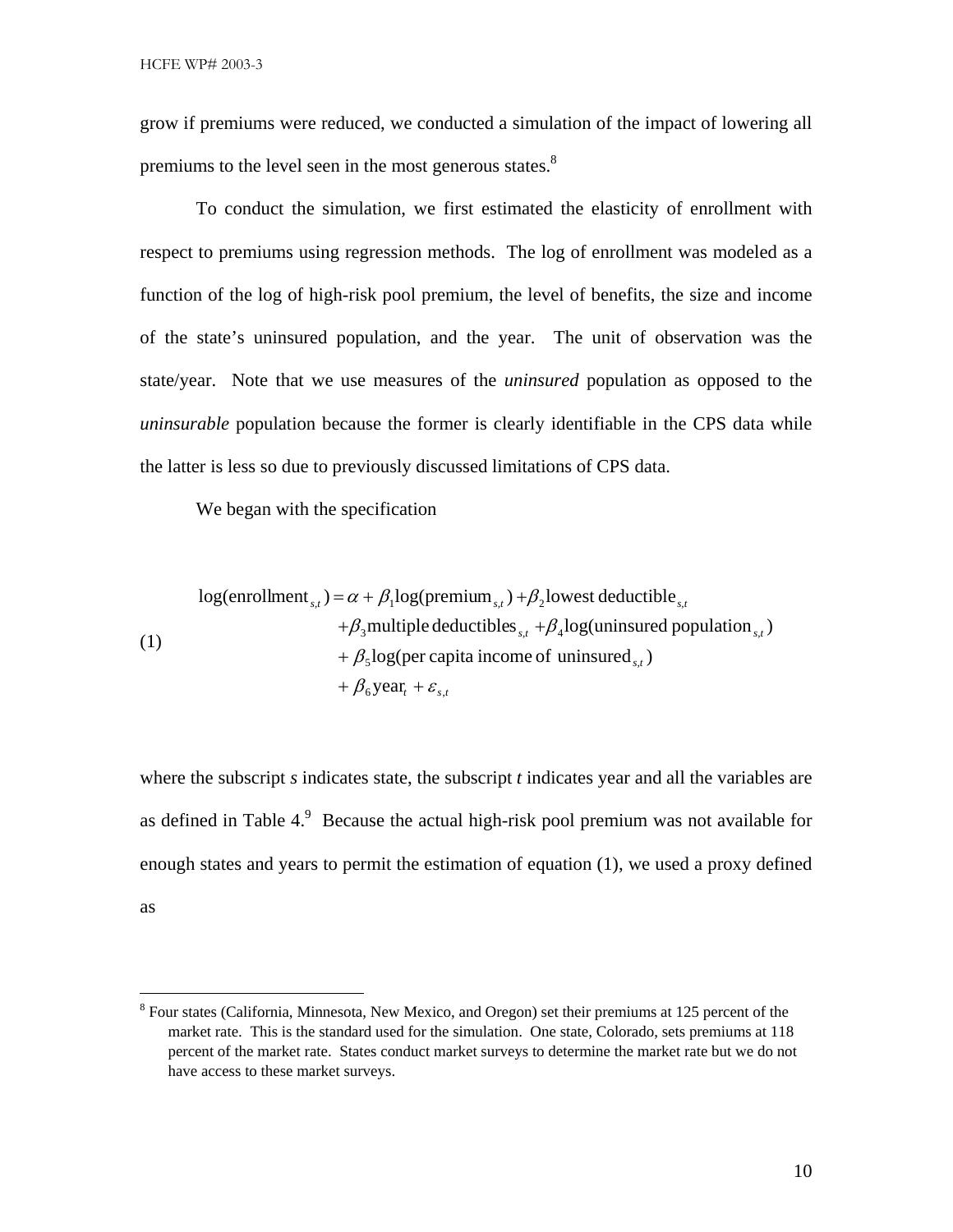grow if premiums were reduced, we conducted a simulation of the impact of lowering all premiums to the level seen in the most generous states.[8]

To conduct the simulation, we first estimated the elasticity of enrollment with respect to premiums using regression methods. The log of enrollment was modeled as a function of the log of high-risk pool premium, the level of benefits, the size and income of the state's uninsured population, and the year. The unit of observation was the state/year. Note that we use measures of the *uninsured* population as opposed to the *uninsurable* population because the former is clearly identifiable in the CPS data while the latter is less so due to previously discussed limitations of CPS data.

We began with the specification

$$
\begin{aligned}
\log(\text{enrollment}_{s,t}) = \alpha &+ \beta_1 \log(\text{premium}_{s,t}) + \beta_2 \text{lowest deductible}_{s,t} \\
&+ \beta_3 \text{multiple deductibles}_{s,t} + \beta_4 \log(\text{uninsured population}_{s,t}) \\
&+ \beta_5 \log(\text{per capita income of uninsured}_{s,t}) \\
&+ \beta_6 \text{year}_t + \varepsilon_{s,t}
\end{aligned} \tag{1}
$$

where the subscript *s* indicates state, the subscript *t* indicates year and all the variables are as defined in Table 4.[9] Because the actual high-risk pool premium was not available for enough states and years to permit the estimation of equation (1), we used a proxy defined as

[8] Four states (California, Minnesota, New Mexico, and Oregon) set their premiums at 125 percent of the market rate. This is the standard used for the simulation. One state, Colorado, sets premiums at 118 percent of the market rate. States conduct market surveys to determine the market rate but we do not have access to these market surveys.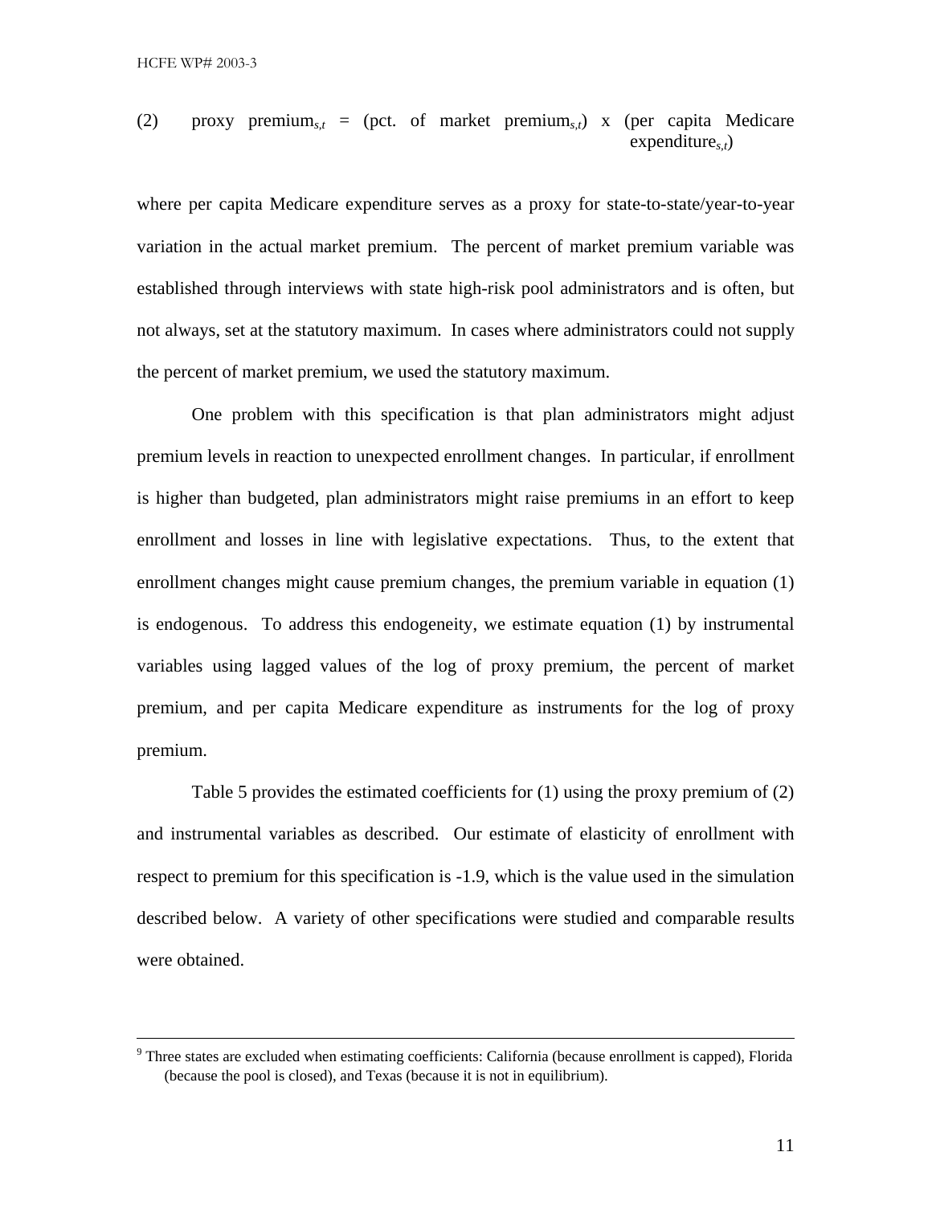$$\text{(2)} \quad \text{proxy premium}_{s,t} = (\text{pct. of market premium}_{s,t}) \times (\text{per capita Medicare expenditure}_{s,t})$$

where per capita Medicare expenditure serves as a proxy for state-to-state/year-to-year variation in the actual market premium. The percent of market premium variable was established through interviews with state high-risk pool administrators and is often, but not always, set at the statutory maximum. In cases where administrators could not supply the percent of market premium, we used the statutory maximum.

One problem with this specification is that plan administrators might adjust premium levels in reaction to unexpected enrollment changes. In particular, if enrollment is higher than budgeted, plan administrators might raise premiums in an effort to keep enrollment and losses in line with legislative expectations. Thus, to the extent that enrollment changes might cause premium changes, the premium variable in equation (1) is endogenous. To address this endogeneity, we estimate equation (1) by instrumental variables using lagged values of the log of proxy premium, the percent of market premium, and per capita Medicare expenditure as instruments for the log of proxy premium.

Table 5 provides the estimated coefficients for (1) using the proxy premium of (2) and instrumental variables as described. Our estimate of elasticity of enrollment with respect to premium for this specification is -1.9, which is the value used in the simulation described below. A variety of other specifications were studied and comparable results were obtained.

---

[9] Three states are excluded when estimating coefficients: California (because enrollment is capped), Florida (because the pool is closed), and Texas (because it is not in equilibrium).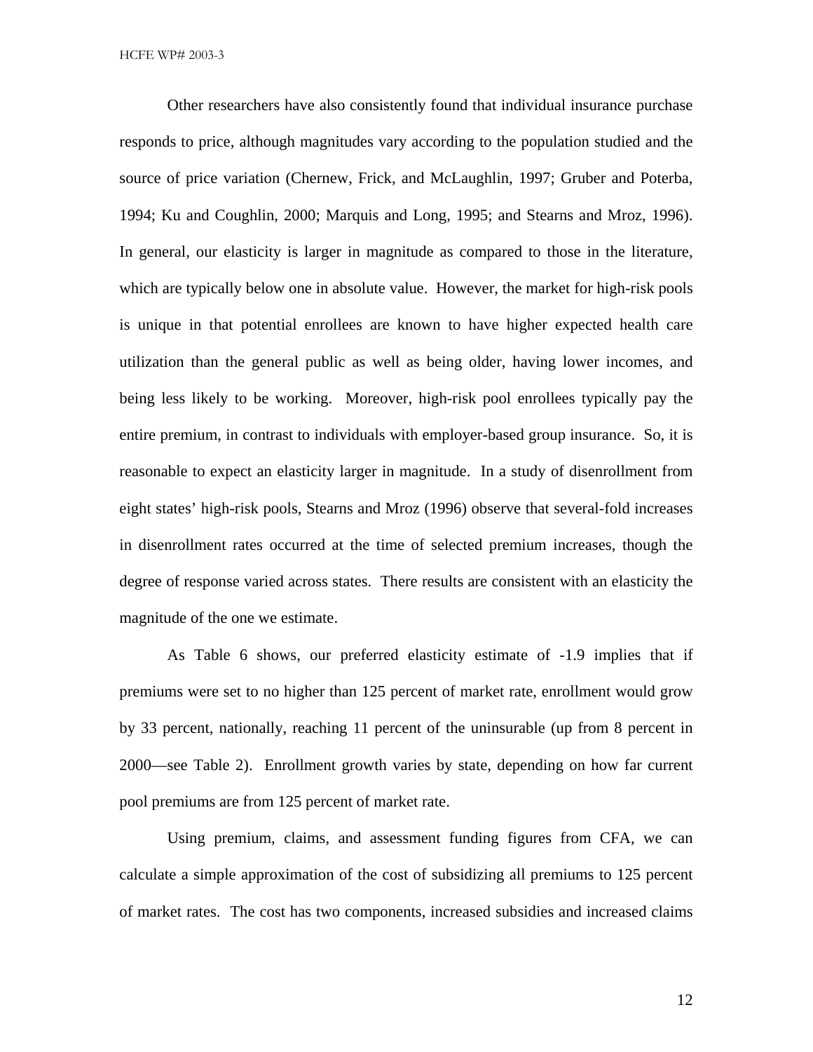Other researchers have also consistently found that individual insurance purchase responds to price, although magnitudes vary according to the population studied and the source of price variation (Chernew, Frick, and McLaughlin, 1997; Gruber and Poterba, 1994; Ku and Coughlin, 2000; Marquis and Long, 1995; and Stearns and Mroz, 1996). In general, our elasticity is larger in magnitude as compared to those in the literature, which are typically below one in absolute value. However, the market for high-risk pools is unique in that potential enrollees are known to have higher expected health care utilization than the general public as well as being older, having lower incomes, and being less likely to be working. Moreover, high-risk pool enrollees typically pay the entire premium, in contrast to individuals with employer-based group insurance. So, it is reasonable to expect an elasticity larger in magnitude. In a study of disenrollment from eight states' high-risk pools, Stearns and Mroz (1996) observe that several-fold increases in disenrollment rates occurred at the time of selected premium increases, though the degree of response varied across states. There results are consistent with an elasticity the magnitude of the one we estimate.

As Table 6 shows, our preferred elasticity estimate of -1.9 implies that if premiums were set to no higher than 125 percent of market rate, enrollment would grow by 33 percent, nationally, reaching 11 percent of the uninsurable (up from 8 percent in 2000—see Table 2). Enrollment growth varies by state, depending on how far current pool premiums are from 125 percent of market rate.

Using premium, claims, and assessment funding figures from CFA, we can calculate a simple approximation of the cost of subsidizing all premiums to 125 percent of market rates. The cost has two components, increased subsidies and increased claims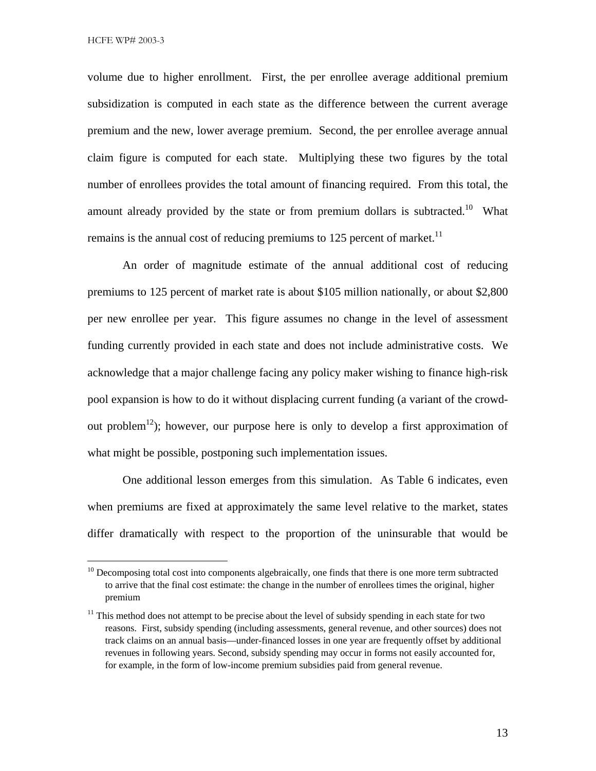volume due to higher enrollment. First, the per enrollee average additional premium subsidization is computed in each state as the difference between the current average premium and the new, lower average premium. Second, the per enrollee average annual claim figure is computed for each state. Multiplying these two figures by the total number of enrollees provides the total amount of financing required. From this total, the amount already provided by the state or from premium dollars is subtracted.[10] What remains is the annual cost of reducing premiums to 125 percent of market.[11]

An order of magnitude estimate of the annual additional cost of reducing premiums to 125 percent of market rate is about $105 million nationally, or about $2,800 per new enrollee per year. This figure assumes no change in the level of assessment funding currently provided in each state and does not include administrative costs. We acknowledge that a major challenge facing any policy maker wishing to finance high-risk pool expansion is how to do it without displacing current funding (a variant of the crowd-out problem[12]); however, our purpose here is only to develop a first approximation of what might be possible, postponing such implementation issues.

One additional lesson emerges from this simulation. As Table 6 indicates, even when premiums are fixed at approximately the same level relative to the market, states differ dramatically with respect to the proportion of the uninsurable that would be

---

[10] Decomposing total cost into components algebraically, one finds that there is one more term subtracted to arrive that the final cost estimate: the change in the number of enrollees times the original, higher premium

[11] This method does not attempt to be precise about the level of subsidy spending in each state for two reasons. First, subsidy spending (including assessments, general revenue, and other sources) does not track claims on an annual basis—under-financed losses in one year are frequently offset by additional revenues in following years. Second, subsidy spending may occur in forms not easily accounted for, for example, in the form of low-income premium subsidies paid from general revenue.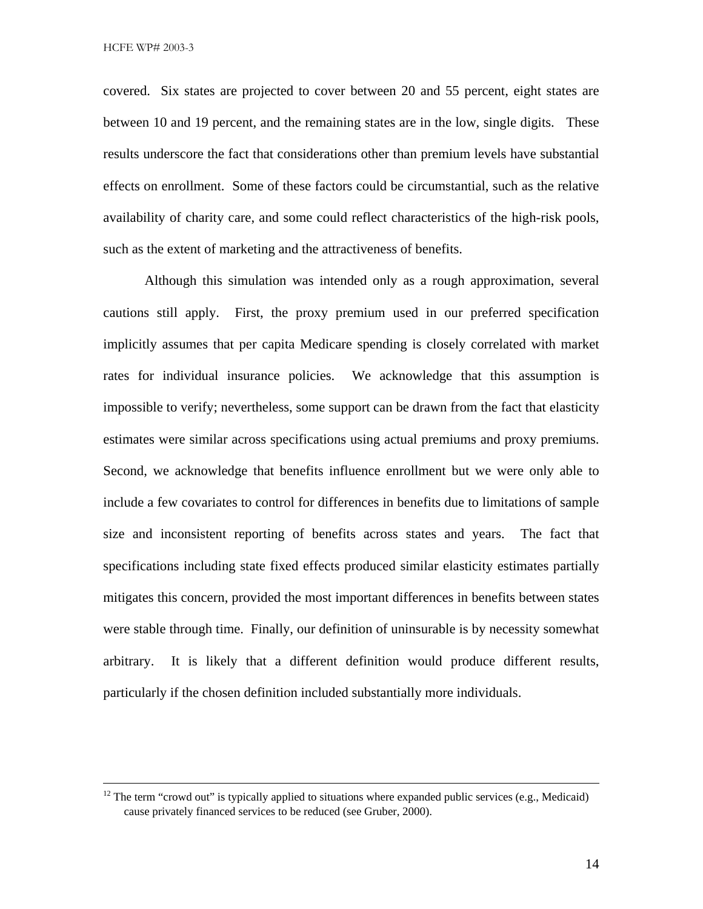covered. Six states are projected to cover between 20 and 55 percent, eight states are between 10 and 19 percent, and the remaining states are in the low, single digits. These results underscore the fact that considerations other than premium levels have substantial effects on enrollment. Some of these factors could be circumstantial, such as the relative availability of charity care, and some could reflect characteristics of the high-risk pools, such as the extent of marketing and the attractiveness of benefits.

Although this simulation was intended only as a rough approximation, several cautions still apply. First, the proxy premium used in our preferred specification implicitly assumes that per capita Medicare spending is closely correlated with market rates for individual insurance policies. We acknowledge that this assumption is impossible to verify; nevertheless, some support can be drawn from the fact that elasticity estimates were similar across specifications using actual premiums and proxy premiums. Second, we acknowledge that benefits influence enrollment but we were only able to include a few covariates to control for differences in benefits due to limitations of sample size and inconsistent reporting of benefits across states and years. The fact that specifications including state fixed effects produced similar elasticity estimates partially mitigates this concern, provided the most important differences in benefits between states were stable through time. Finally, our definition of uninsurable is by necessity somewhat arbitrary. It is likely that a different definition would produce different results, particularly if the chosen definition included substantially more individuals.

---

[12] The term "crowd out" is typically applied to situations where expanded public services (e.g., Medicaid) cause privately financed services to be reduced (see Gruber, 2000).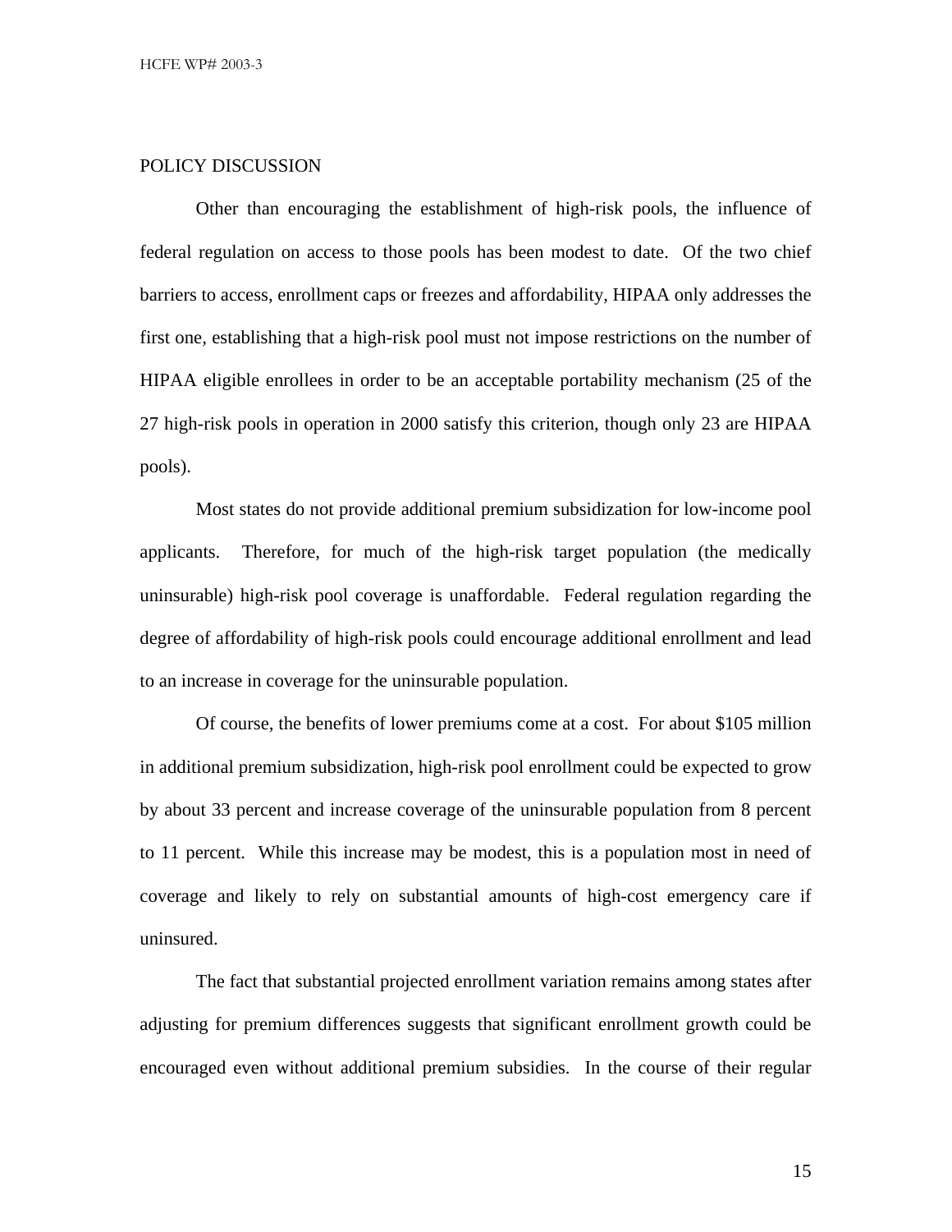## POLICY DISCUSSION

Other than encouraging the establishment of high-risk pools, the influence of federal regulation on access to those pools has been modest to date. Of the two chief barriers to access, enrollment caps or freezes and affordability, HIPAA only addresses the first one, establishing that a high-risk pool must not impose restrictions on the number of HIPAA eligible enrollees in order to be an acceptable portability mechanism (25 of the 27 high-risk pools in operation in 2000 satisfy this criterion, though only 23 are HIPAA pools).

Most states do not provide additional premium subsidization for low-income pool applicants. Therefore, for much of the high-risk target population (the medically uninsurable) high-risk pool coverage is unaffordable. Federal regulation regarding the degree of affordability of high-risk pools could encourage additional enrollment and lead to an increase in coverage for the uninsurable population.

Of course, the benefits of lower premiums come at a cost. For about $105 million in additional premium subsidization, high-risk pool enrollment could be expected to grow by about 33 percent and increase coverage of the uninsurable population from 8 percent to 11 percent. While this increase may be modest, this is a population most in need of coverage and likely to rely on substantial amounts of high-cost emergency care if uninsured.

The fact that substantial projected enrollment variation remains among states after adjusting for premium differences suggests that significant enrollment growth could be encouraged even without additional premium subsidies. In the course of their regular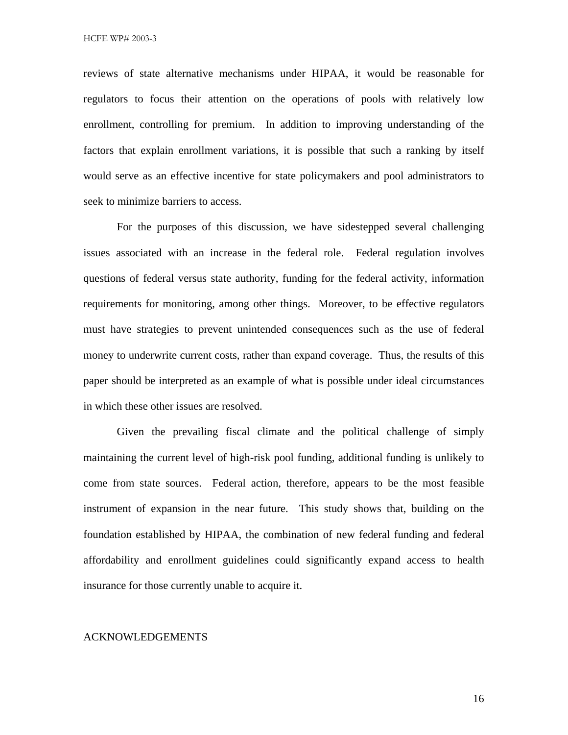reviews of state alternative mechanisms under HIPAA, it would be reasonable for regulators to focus their attention on the operations of pools with relatively low enrollment, controlling for premium. In addition to improving understanding of the factors that explain enrollment variations, it is possible that such a ranking by itself would serve as an effective incentive for state policymakers and pool administrators to seek to minimize barriers to access.

For the purposes of this discussion, we have sidestepped several challenging issues associated with an increase in the federal role. Federal regulation involves questions of federal versus state authority, funding for the federal activity, information requirements for monitoring, among other things. Moreover, to be effective regulators must have strategies to prevent unintended consequences such as the use of federal money to underwrite current costs, rather than expand coverage. Thus, the results of this paper should be interpreted as an example of what is possible under ideal circumstances in which these other issues are resolved.

Given the prevailing fiscal climate and the political challenge of simply maintaining the current level of high-risk pool funding, additional funding is unlikely to come from state sources. Federal action, therefore, appears to be the most feasible instrument of expansion in the near future. This study shows that, building on the foundation established by HIPAA, the combination of new federal funding and federal affordability and enrollment guidelines could significantly expand access to health insurance for those currently unable to acquire it.

## ACKNOWLEDGEMENTS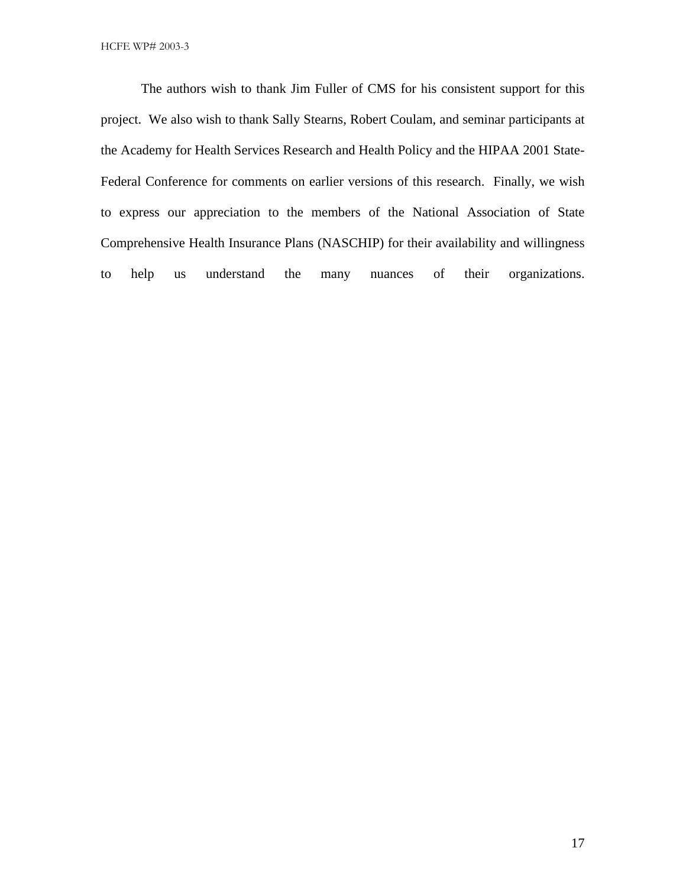The authors wish to thank Jim Fuller of CMS for his consistent support for this project. We also wish to thank Sally Stearns, Robert Coulam, and seminar participants at the Academy for Health Services Research and Health Policy and the HIPAA 2001 State-Federal Conference for comments on earlier versions of this research. Finally, we wish to express our appreciation to the members of the National Association of State Comprehensive Health Insurance Plans (NASCHIP) for their availability and willingness to help us understand the many nuances of their organizations.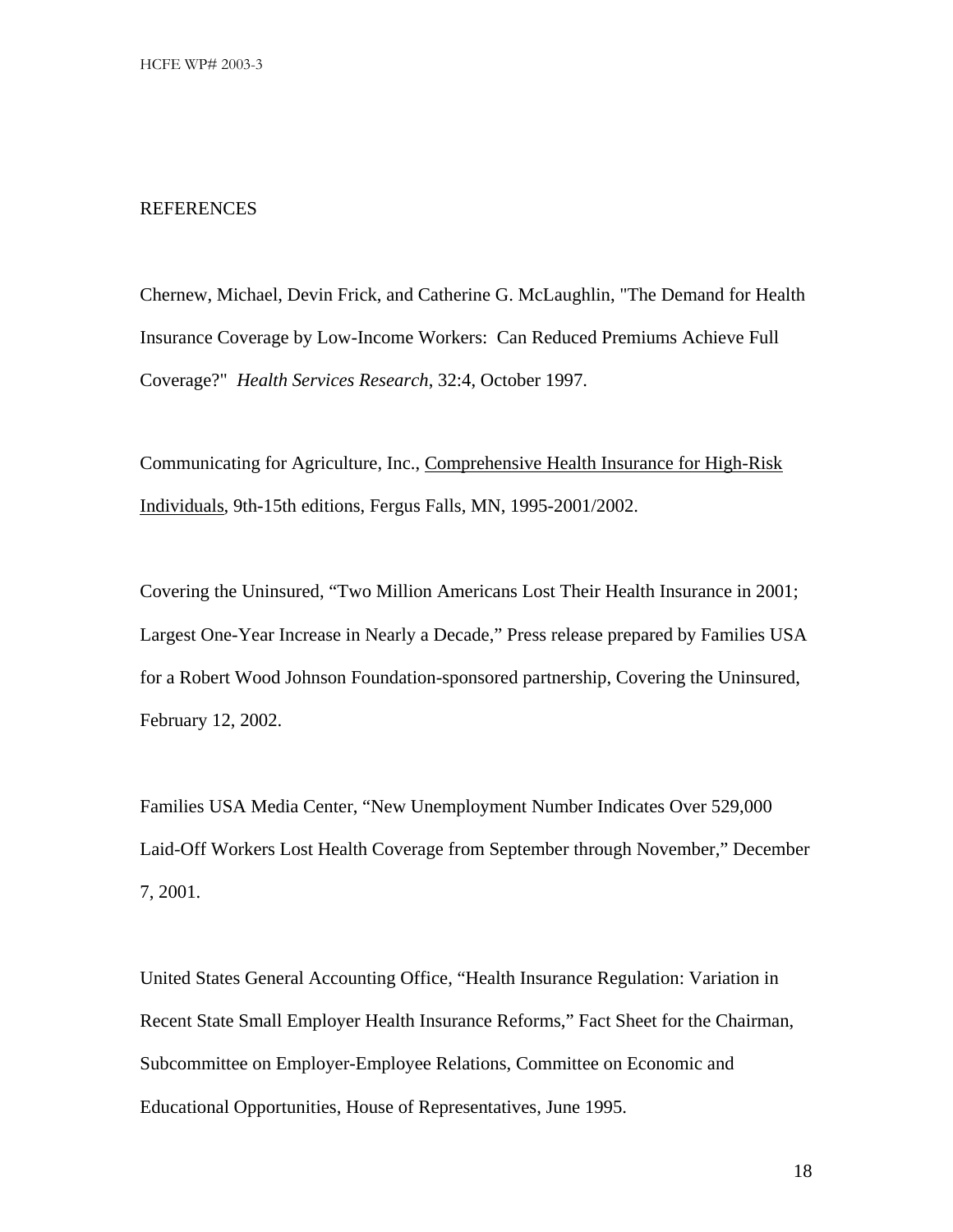# REFERENCES

Chernew, Michael, Devin Frick, and Catherine G. McLaughlin, "The Demand for Health Insurance Coverage by Low-Income Workers: Can Reduced Premiums Achieve Full Coverage?" *Health Services Research*, 32:4, October 1997.

Communicating for Agriculture, Inc., Comprehensive Health Insurance for High-Risk Individuals, 9th-15th editions, Fergus Falls, MN, 1995-2001/2002.

Covering the Uninsured, "Two Million Americans Lost Their Health Insurance in 2001; Largest One-Year Increase in Nearly a Decade," Press release prepared by Families USA for a Robert Wood Johnson Foundation-sponsored partnership, Covering the Uninsured, February 12, 2002.

Families USA Media Center, "New Unemployment Number Indicates Over 529,000 Laid-Off Workers Lost Health Coverage from September through November," December 7, 2001.

United States General Accounting Office, "Health Insurance Regulation: Variation in Recent State Small Employer Health Insurance Reforms," Fact Sheet for the Chairman, Subcommittee on Employer-Employee Relations, Committee on Economic and Educational Opportunities, House of Representatives, June 1995.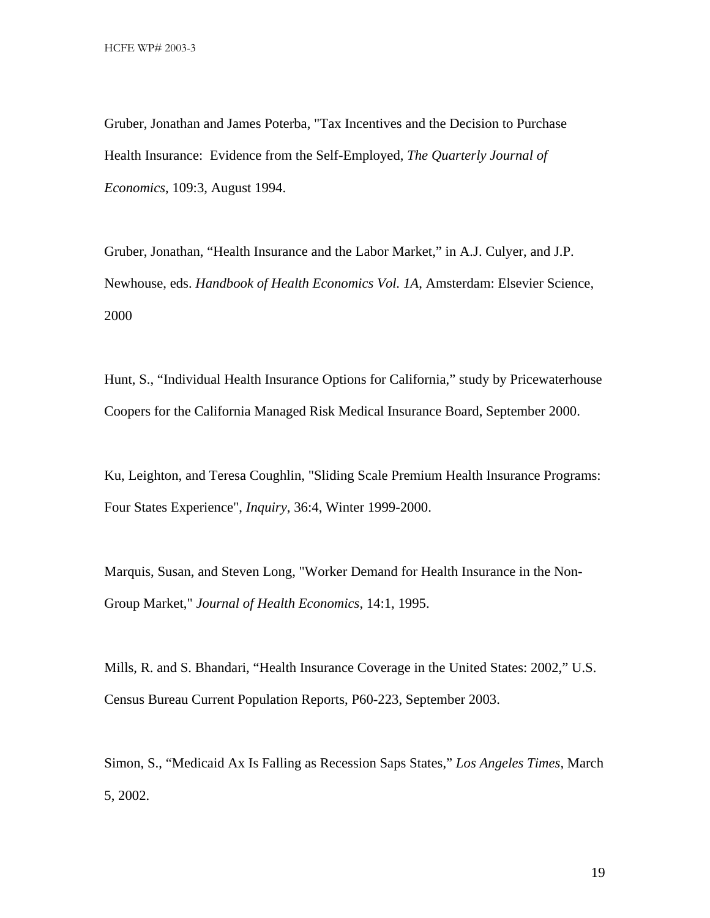Gruber, Jonathan and James Poterba, "Tax Incentives and the Decision to Purchase Health Insurance: Evidence from the Self-Employed, *The Quarterly Journal of Economics*, 109:3, August 1994.

Gruber, Jonathan, "Health Insurance and the Labor Market," in A.J. Culyer, and J.P. Newhouse, eds. *Handbook of Health Economics Vol. 1A*, Amsterdam: Elsevier Science, 2000

Hunt, S., "Individual Health Insurance Options for California," study by Pricewaterhouse Coopers for the California Managed Risk Medical Insurance Board, September 2000.

Ku, Leighton, and Teresa Coughlin, "Sliding Scale Premium Health Insurance Programs: Four States Experience", *Inquiry*, 36:4, Winter 1999-2000.

Marquis, Susan, and Steven Long, "Worker Demand for Health Insurance in the Non-Group Market," *Journal of Health Economics*, 14:1, 1995.

Mills, R. and S. Bhandari, "Health Insurance Coverage in the United States: 2002," U.S. Census Bureau Current Population Reports, P60-223, September 2003.

Simon, S., "Medicaid Ax Is Falling as Recession Saps States," *Los Angeles Times*, March 5, 2002.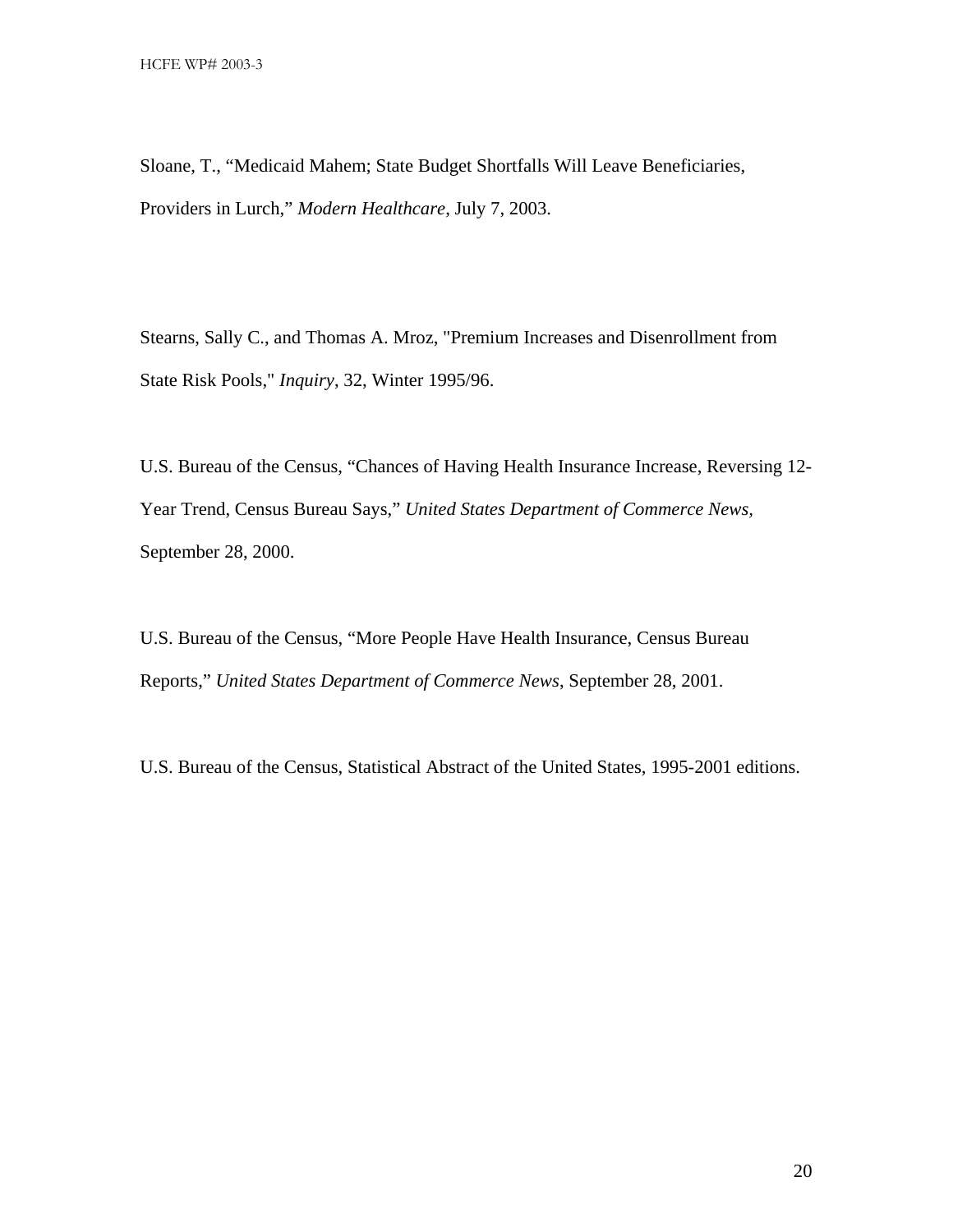Sloane, T., "Medicaid Mahem; State Budget Shortfalls Will Leave Beneficiaries, Providers in Lurch," *Modern Healthcare*, July 7, 2003.

Stearns, Sally C., and Thomas A. Mroz, "Premium Increases and Disenrollment from State Risk Pools," *Inquiry*, 32, Winter 1995/96.

U.S. Bureau of the Census, "Chances of Having Health Insurance Increase, Reversing 12-Year Trend, Census Bureau Says," *United States Department of Commerce News*, September 28, 2000.

U.S. Bureau of the Census, "More People Have Health Insurance, Census Bureau Reports," *United States Department of Commerce News*, September 28, 2001.

U.S. Bureau of the Census, Statistical Abstract of the United States, 1995-2001 editions.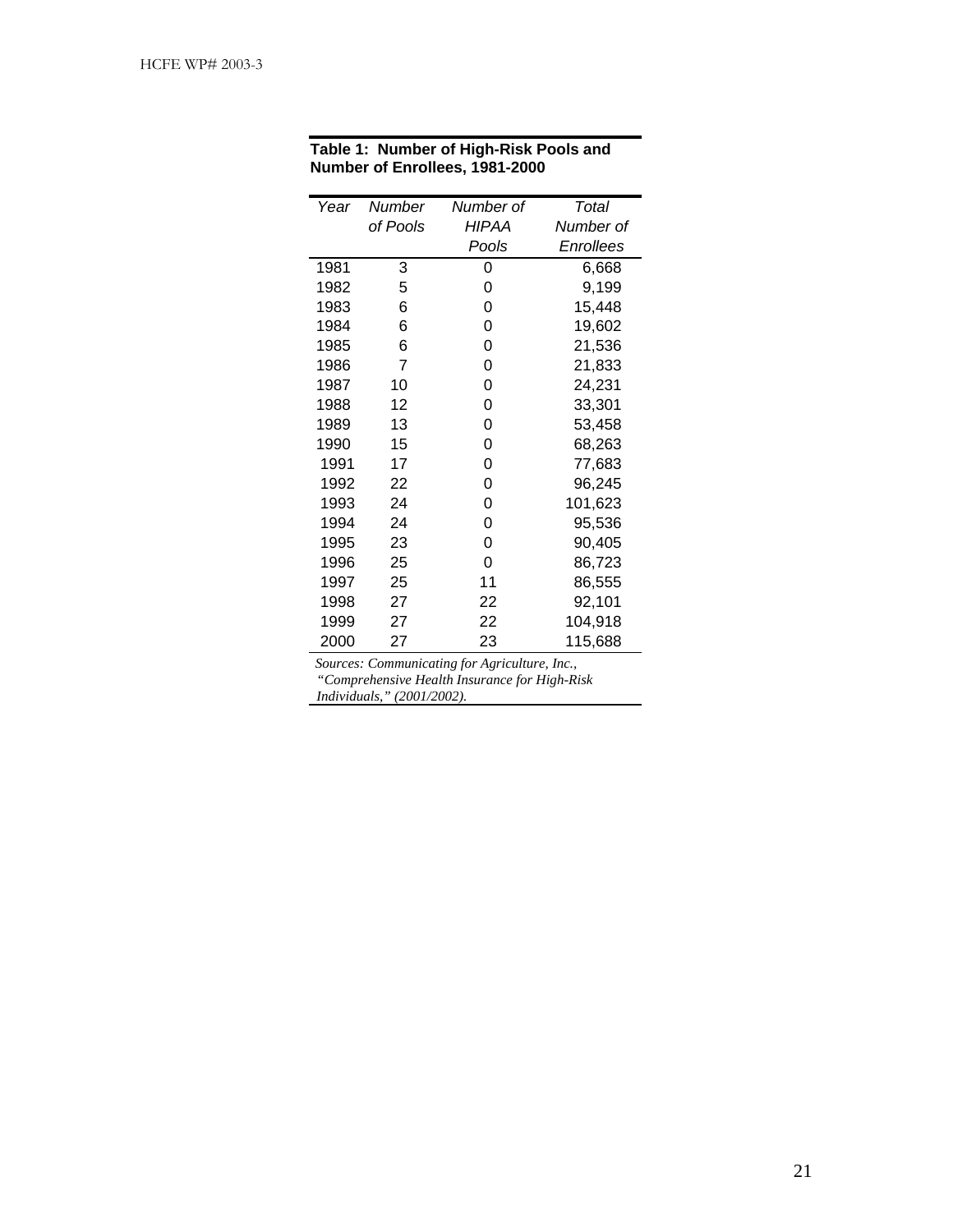**Table 1: Number of High-Risk Pools and Number of Enrollees, 1981-2000**

| *Year* | *Number of Pools* | *Number of HIPAA Pools* | *Total Number of Enrollees* |
|---|---|---|---|
| 1981 | 3 | 0 | 6,668 |
| 1982 | 5 | 0 | 9,199 |
| 1983 | 6 | 0 | 15,448 |
| 1984 | 6 | 0 | 19,602 |
| 1985 | 6 | 0 | 21,536 |
| 1986 | 7 | 0 | 21,833 |
| 1987 | 10 | 0 | 24,231 |
| 1988 | 12 | 0 | 33,301 |
| 1989 | 13 | 0 | 53,458 |
| 1990 | 15 | 0 | 68,263 |
| 1991 | 17 | 0 | 77,683 |
| 1992 | 22 | 0 | 96,245 |
| 1993 | 24 | 0 | 101,623 |
| 1994 | 24 | 0 | 95,536 |
| 1995 | 23 | 0 | 90,405 |
| 1996 | 25 | 0 | 86,723 |
| 1997 | 25 | 11 | 86,555 |
| 1998 | 27 | 22 | 92,101 |
| 1999 | 27 | 22 | 104,918 |
| 2000 | 27 | 23 | 115,688 |

*Sources: Communicating for Agriculture, Inc., "Comprehensive Health Insurance for High-Risk Individuals," (2001/2002).*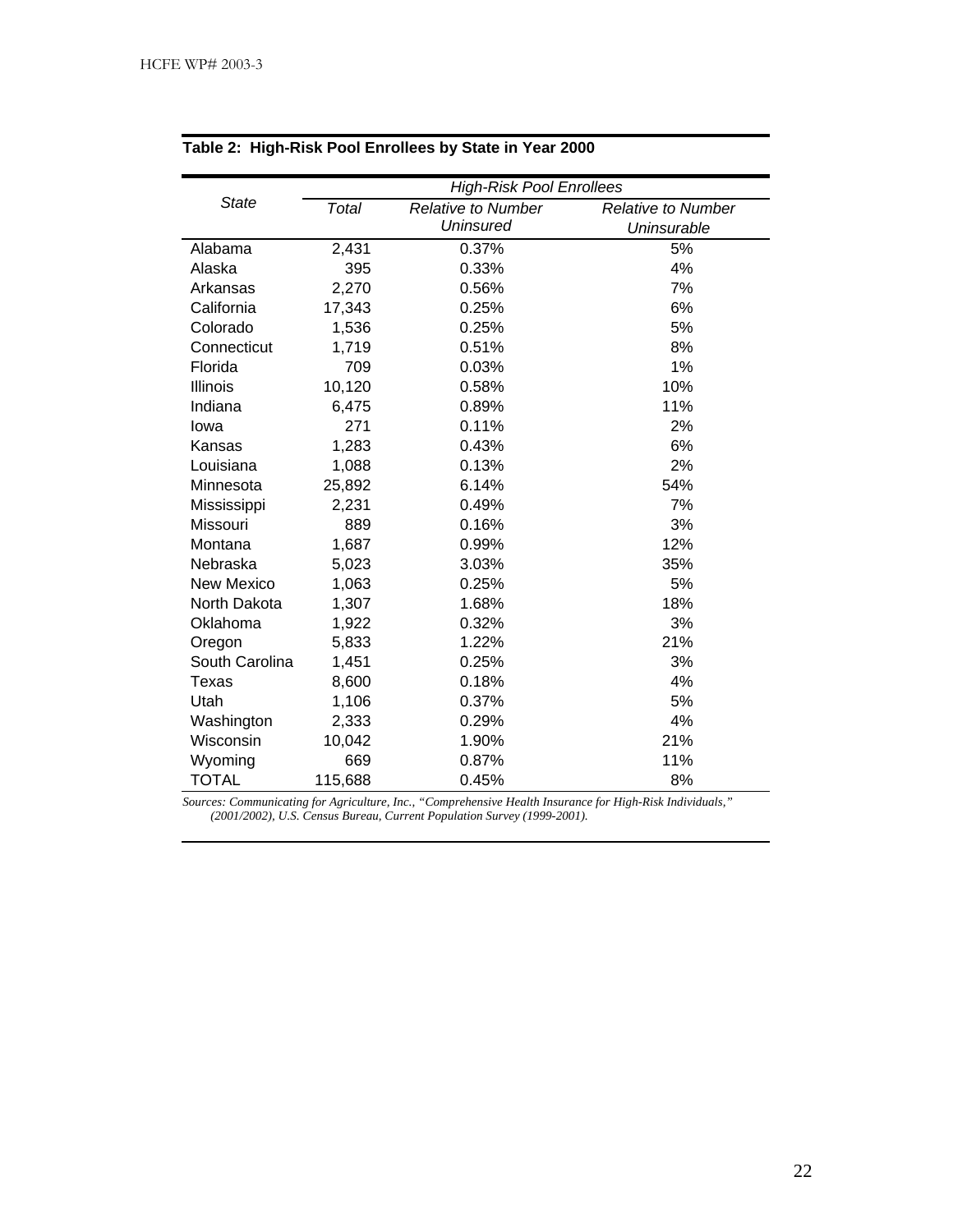**Table 2: High-Risk Pool Enrollees by State in Year 2000**

| *State* | *High-Risk Pool Enrollees* | | |
|---|---|---|---|
| | *Total* | *Relative to Number Uninsured* | *Relative to Number Uninsurable* |
| Alabama | 2,431 | 0.37% | 5% |
| Alaska | 395 | 0.33% | 4% |
| Arkansas | 2,270 | 0.56% | 7% |
| California | 17,343 | 0.25% | 6% |
| Colorado | 1,536 | 0.25% | 5% |
| Connecticut | 1,719 | 0.51% | 8% |
| Florida | 709 | 0.03% | 1% |
| Illinois | 10,120 | 0.58% | 10% |
| Indiana | 6,475 | 0.89% | 11% |
| Iowa | 271 | 0.11% | 2% |
| Kansas | 1,283 | 0.43% | 6% |
| Louisiana | 1,088 | 0.13% | 2% |
| Minnesota | 25,892 | 6.14% | 54% |
| Mississippi | 2,231 | 0.49% | 7% |
| Missouri | 889 | 0.16% | 3% |
| Montana | 1,687 | 0.99% | 12% |
| Nebraska | 5,023 | 3.03% | 35% |
| New Mexico | 1,063 | 0.25% | 5% |
| North Dakota | 1,307 | 1.68% | 18% |
| Oklahoma | 1,922 | 0.32% | 3% |
| Oregon | 5,833 | 1.22% | 21% |
| South Carolina | 1,451 | 0.25% | 3% |
| Texas | 8,600 | 0.18% | 4% |
| Utah | 1,106 | 0.37% | 5% |
| Washington | 2,333 | 0.29% | 4% |
| Wisconsin | 10,042 | 1.90% | 21% |
| Wyoming | 669 | 0.87% | 11% |
| TOTAL | 115,688 | 0.45% | 8% |

*Sources: Communicating for Agriculture, Inc., "Comprehensive Health Insurance for High-Risk Individuals," (2001/2002), U.S. Census Bureau, Current Population Survey (1999-2001).*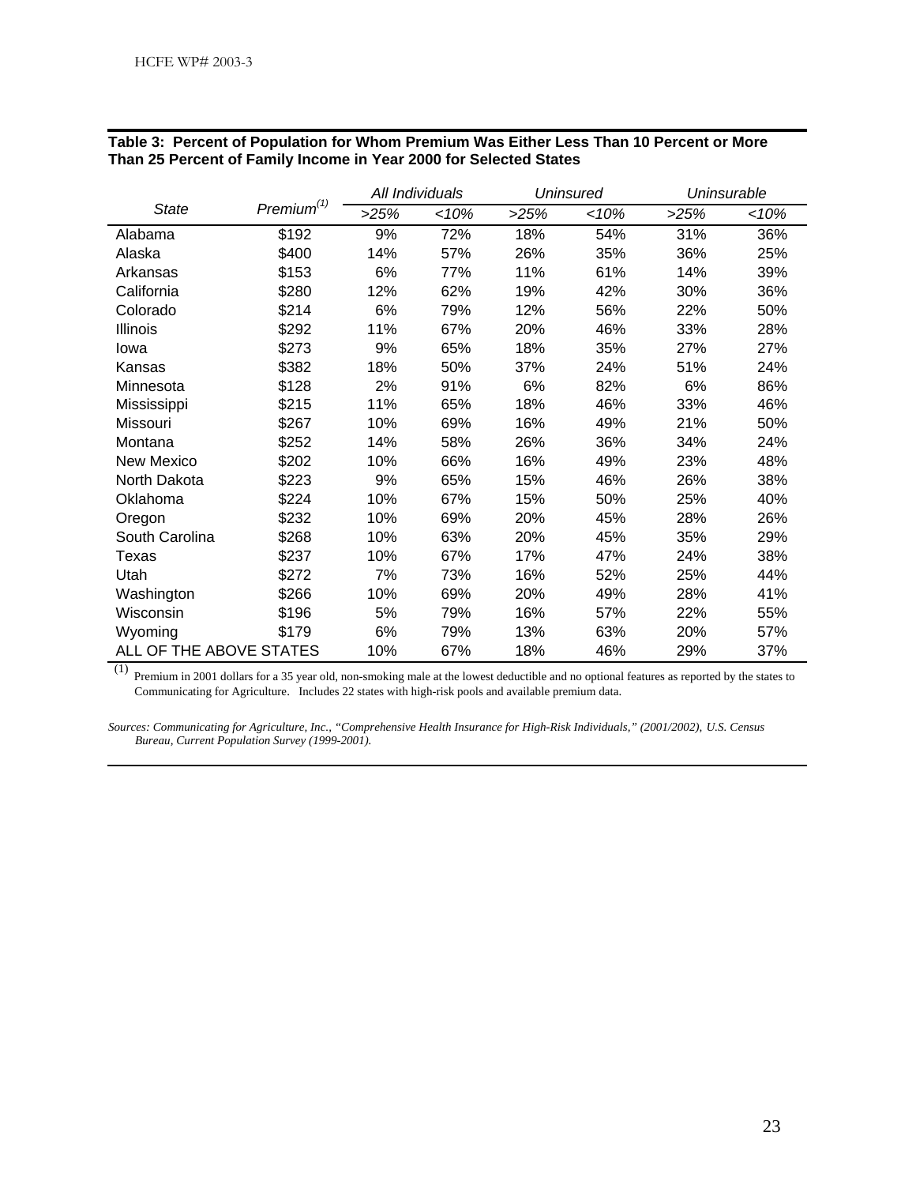**Table 3: Percent of Population for Whom Premium Was Either Less Than 10 Percent or More Than 25 Percent of Family Income in Year 2000 for Selected States**

| *State* | *Premium*[(1)] | *All Individuals* | | *Uninsured* | | *Uninsurable* | |
|---|---|---|---|---|---|---|---|
| | | *>25%* | *<10%* | *>25%* | *<10%* | *>25%* | *<10%* |
| Alabama | $192 | 9% | 72% | 18% | 54% | 31% | 36% |
| Alaska | $400 | 14% | 57% | 26% | 35% | 36% | 25% |
| Arkansas | $153 | 6% | 77% | 11% | 61% | 14% | 39% |
| California | $280 | 12% | 62% | 19% | 42% | 30% | 36% |
| Colorado | $214 | 6% | 79% | 12% | 56% | 22% | 50% |
| Illinois | $292 | 11% | 67% | 20% | 46% | 33% | 28% |
| Iowa | $273 | 9% | 65% | 18% | 35% | 27% | 27% |
| Kansas | $382 | 18% | 50% | 37% | 24% | 51% | 24% |
| Minnesota | $128 | 2% | 91% | 6% | 82% | 6% | 86% |
| Mississippi | $215 | 11% | 65% | 18% | 46% | 33% | 46% |
| Missouri | $267 | 10% | 69% | 16% | 49% | 21% | 50% |
| Montana | $252 | 14% | 58% | 26% | 36% | 34% | 24% |
| New Mexico | $202 | 10% | 66% | 16% | 49% | 23% | 48% |
| North Dakota | $223 | 9% | 65% | 15% | 46% | 26% | 38% |
| Oklahoma | $224 | 10% | 67% | 15% | 50% | 25% | 40% |
| Oregon | $232 | 10% | 69% | 20% | 45% | 28% | 26% |
| South Carolina | $268 | 10% | 63% | 20% | 45% | 35% | 29% |
| Texas | $237 | 10% | 67% | 17% | 47% | 24% | 38% |
| Utah | $272 | 7% | 73% | 16% | 52% | 25% | 44% |
| Washington | $266 | 10% | 69% | 20% | 49% | 28% | 41% |
| Wisconsin | $196 | 5% | 79% | 16% | 57% | 22% | 55% |
| Wyoming | $179 | 6% | 79% | 13% | 63% | 20% | 57% |
| ALL OF THE ABOVE STATES | | 10% | 67% | 18% | 46% | 29% | 37% |

(1) Premium in 2001 dollars for a 35 year old, non-smoking male at the lowest deductible and no optional features as reported by the states to Communicating for Agriculture. Includes 22 states with high-risk pools and available premium data.

*Sources: Communicating for Agriculture, Inc., "Comprehensive Health Insurance for High-Risk Individuals," (2001/2002), U.S. Census Bureau, Current Population Survey (1999-2001).*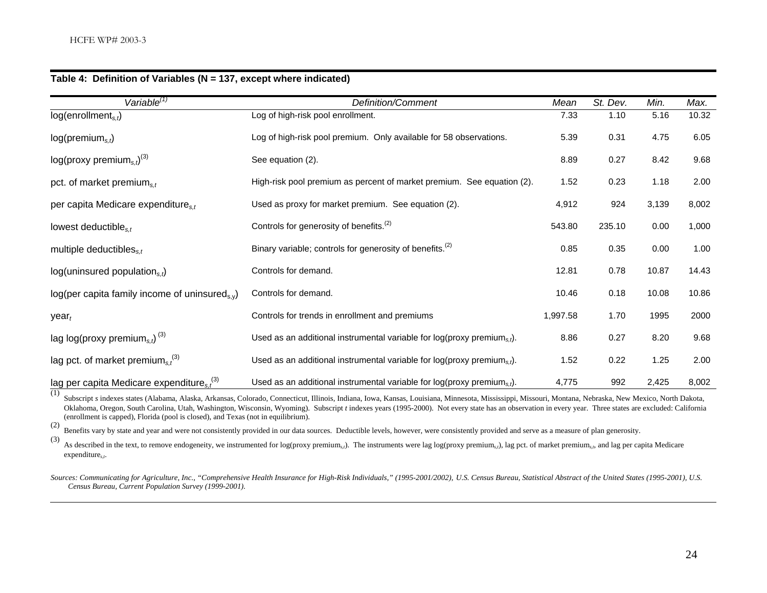**Table 4: Definition of Variables (N = 137, except where indicated)**

| *Variable*[(1)] | *Definition/Comment* | *Mean* | *St. Dev.* | *Min.* | *Max.* |
|---|---|---|---|---|---|
| log(enrollment$_{s,t}$) | Log of high-risk pool enrollment. | 7.33 | 1.10 | 5.16 | 10.32 |
| log(premium$_{s,t}$) | Log of high-risk pool premium. Only available for 58 observations. | 5.39 | 0.31 | 4.75 | 6.05 |
| log(proxy premium$_{s,t}$)[(3)] | See equation (2). | 8.89 | 0.27 | 8.42 | 9.68 |
| pct. of market premium$_{s,t}$ | High-risk pool premium as percent of market premium. See equation (2). | 1.52 | 0.23 | 1.18 | 2.00 |
| per capita Medicare expenditure$_{s,t}$ | Used as proxy for market premium. See equation (2). | 4,912 | 924 | 3,139 | 8,002 |
| lowest deductible$_{s,t}$ | Controls for generosity of benefits.[(2)] | 543.80 | 235.10 | 0.00 | 1,000 |
| multiple deductibles$_{s,t}$ | Binary variable; controls for generosity of benefits.[(2)] | 0.85 | 0.35 | 0.00 | 1.00 |
| log(uninsured population$_{s,t}$) | Controls for demand. | 12.81 | 0.78 | 10.87 | 14.43 |
| log(per capita family income of uninsured$_{s,y}$) | Controls for demand. | 10.46 | 0.18 | 10.08 | 10.86 |
| year$_t$ | Controls for trends in enrollment and premiums | 1,997.58 | 1.70 | 1995 | 2000 |
| lag log(proxy premium$_{s,t}$)[(3)] | Used as an additional instrumental variable for log(proxy premium$_{s,t}$). | 8.86 | 0.27 | 8.20 | 9.68 |
| lag pct. of market premium$_{s,t}$[(3)] | Used as an additional instrumental variable for log(proxy premium$_{s,t}$). | 1.52 | 0.22 | 1.25 | 2.00 |
| lag per capita Medicare expenditure$_{s,t}$[(3)] | Used as an additional instrumental variable for log(proxy premium$_{s,t}$). | 4,775 | 992 | 2,425 | 8,002 |

(1) Subscript *s* indexes states (Alabama, Alaska, Arkansas, Colorado, Connecticut, Illinois, Indiana, Iowa, Kansas, Louisiana, Minnesota, Mississippi, Missouri, Montana, Nebraska, New Mexico, North Dakota, Oklahoma, Oregon, South Carolina, Utah, Washington, Wisconsin, Wyoming). Subscript *t* indexes years (1995-2000). Not every state has an observation in every year. Three states are excluded: California (enrollment is capped), Florida (pool is closed), and Texas (not in equilibrium).

(2) Benefits vary by state and year and were not consistently provided in our data sources. Deductible levels, however, were consistently provided and serve as a measure of plan generosity.

(3) As described in the text, to remove endogeneity, we instrumented for log(proxy premium$_{s,t}$). The instruments were lag log(proxy premium$_{s,t}$), lag pct. of market premium$_{s,t}$, and lag per capita Medicare expenditure$_{s,t}$.

*Sources: Communicating for Agriculture, Inc., "Comprehensive Health Insurance for High-Risk Individuals," (1995-2001/2002), U.S. Census Bureau, Statistical Abstract of the United States (1995-2001), U.S. Census Bureau, Current Population Survey (1999-2001).*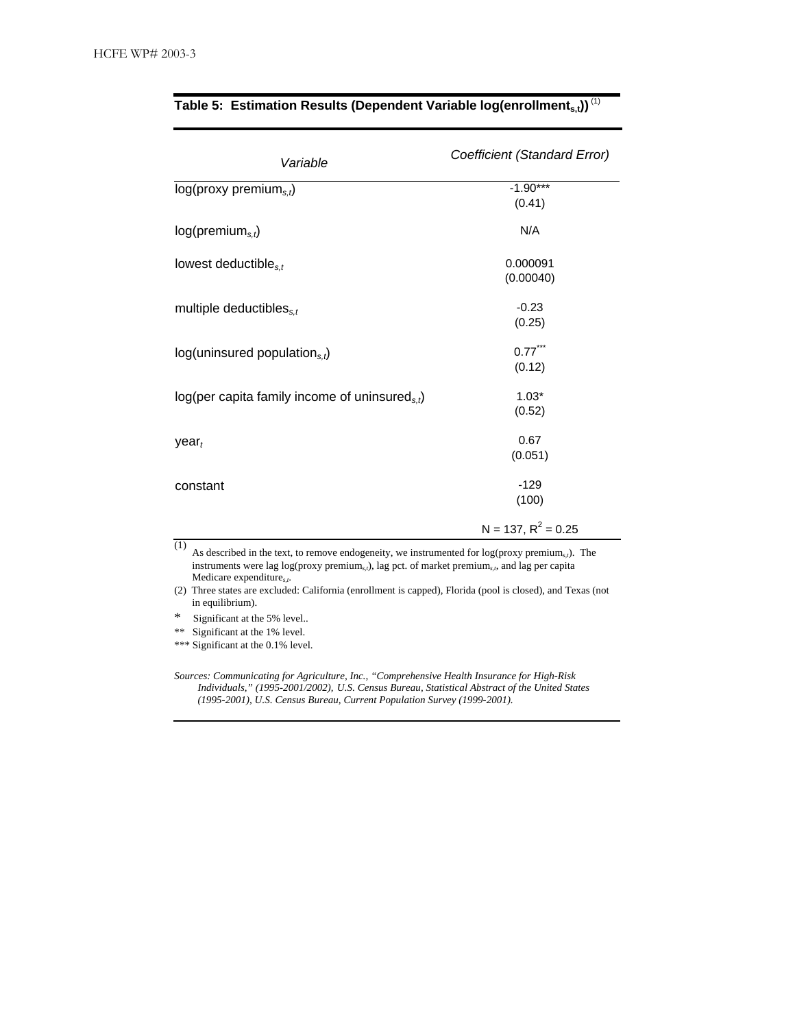**Table 5: Estimation Results (Dependent Variable log(enrollment$_{s,t}$))** [(1)]

| *Variable* | *Coefficient (Standard Error)* |
|---|---|
| log(proxy premium$_{s,t}$) | -1.90*** (0.41) |
| log(premium$_{s,t}$) | N/A |
| lowest deductible$_{s,t}$ | 0.000091 (0.00040) |
| multiple deductibles$_{s,t}$ | -0.23 (0.25) |
| log(uninsured population$_{s,t}$) | 0.77*** (0.12) |
| log(per capita family income of uninsured$_{s,t}$) | 1.03* (0.52) |
| year$_t$ | 0.67 (0.051) |
| constant | -129 (100) |
| | N = 137, $R^2$ = 0.25 |

(1) As described in the text, to remove endogeneity, we instrumented for log(proxy premium$_{s,t}$). The instruments were lag log(proxy premium$_{s,t}$), lag pct. of market premium$_{s,t}$, and lag per capita Medicare expenditure$_{s,t}$.

(2) Three states are excluded: California (enrollment is capped), Florida (pool is closed), and Texas (not in equilibrium).

\* Significant at the 5% level..

\** Significant at the 1% level.

\*** Significant at the 0.1% level.

*Sources: Communicating for Agriculture, Inc., "Comprehensive Health Insurance for High-Risk Individuals," (1995-2001/2002), U.S. Census Bureau, Statistical Abstract of the United States (1995-2001), U.S. Census Bureau, Current Population Survey (1999-2001).*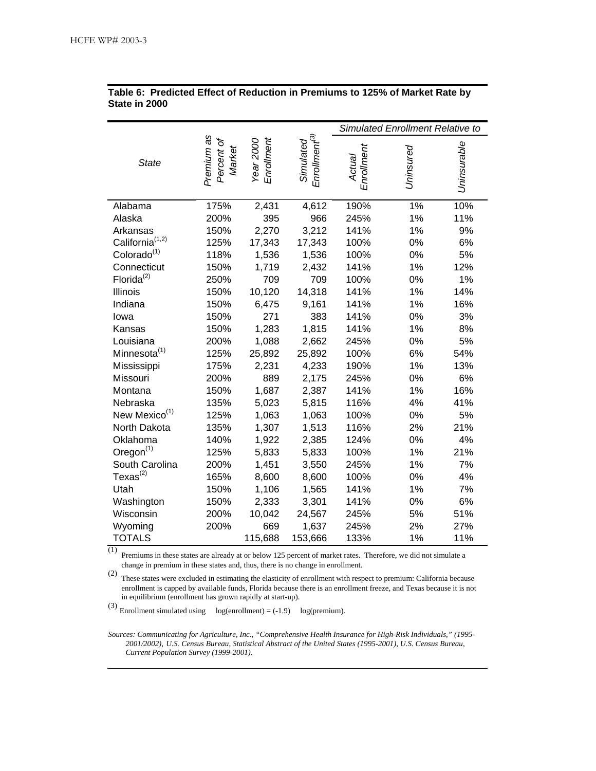**Table 6: Predicted Effect of Reduction in Premiums to 125% of Market Rate by State in 2000**

| State | Premium as Percent of Market | Year 2000 Enrollment | Simulated Enrollment[3] | Simulated Enrollment Relative to | | |
|---|---|---|---|---|---|---|
| | | | | Actual Enrollment | Uninsured | Uninsurable |
| Alabama | 175% | 2,431 | 4,612 | 190% | 1% | 10% |
| Alaska | 200% | 395 | 966 | 245% | 1% | 11% |
| Arkansas | 150% | 2,270 | 3,212 | 141% | 1% | 9% |
| California[1,2] | 125% | 17,343 | 17,343 | 100% | 0% | 6% |
| Colorado[1] | 118% | 1,536 | 1,536 | 100% | 0% | 5% |
| Connecticut | 150% | 1,719 | 2,432 | 141% | 1% | 12% |
| Florida[2] | 250% | 709 | 709 | 100% | 0% | 1% |
| Illinois | 150% | 10,120 | 14,318 | 141% | 1% | 14% |
| Indiana | 150% | 6,475 | 9,161 | 141% | 1% | 16% |
| Iowa | 150% | 271 | 383 | 141% | 0% | 3% |
| Kansas | 150% | 1,283 | 1,815 | 141% | 1% | 8% |
| Louisiana | 200% | 1,088 | 2,662 | 245% | 0% | 5% |
| Minnesota[1] | 125% | 25,892 | 25,892 | 100% | 6% | 54% |
| Mississippi | 175% | 2,231 | 4,233 | 190% | 1% | 13% |
| Missouri | 200% | 889 | 2,175 | 245% | 0% | 6% |
| Montana | 150% | 1,687 | 2,387 | 141% | 1% | 16% |
| Nebraska | 135% | 5,023 | 5,815 | 116% | 4% | 41% |
| New Mexico[1] | 125% | 1,063 | 1,063 | 100% | 0% | 5% |
| North Dakota | 135% | 1,307 | 1,513 | 116% | 2% | 21% |
| Oklahoma | 140% | 1,922 | 2,385 | 124% | 0% | 4% |
| Oregon[1] | 125% | 5,833 | 5,833 | 100% | 1% | 21% |
| South Carolina | 200% | 1,451 | 3,550 | 245% | 1% | 7% |
| Texas[2] | 165% | 8,600 | 8,600 | 100% | 0% | 4% |
| Utah | 150% | 1,106 | 1,565 | 141% | 1% | 7% |
| Washington | 150% | 2,333 | 3,301 | 141% | 0% | 6% |
| Wisconsin | 200% | 10,042 | 24,567 | 245% | 5% | 51% |
| Wyoming | 200% | 669 | 1,637 | 245% | 2% | 27% |
| TOTALS | | 115,688 | 153,666 | 133% | 1% | 11% |

(1) Premiums in these states are already at or below 125 percent of market rates. Therefore, we did not simulate a change in premium in these states and, thus, there is no change in enrollment.

(2) These states were excluded in estimating the elasticity of enrollment with respect to premium: California because enrollment is capped by available funds, Florida because there is an enrollment freeze, and Texas because it is not in equilibrium (enrollment has grown rapidly at start-up).

(3) Enrollment simulated using $\log(\text{enrollment}) = (-1.9) \log(\text{premium})$.

*Sources: Communicating for Agriculture, Inc., "Comprehensive Health Insurance for High-Risk Individuals," (1995-2001/2002), U.S. Census Bureau, Statistical Abstract of the United States (1995-2001), U.S. Census Bureau, Current Population Survey (1999-2001).*